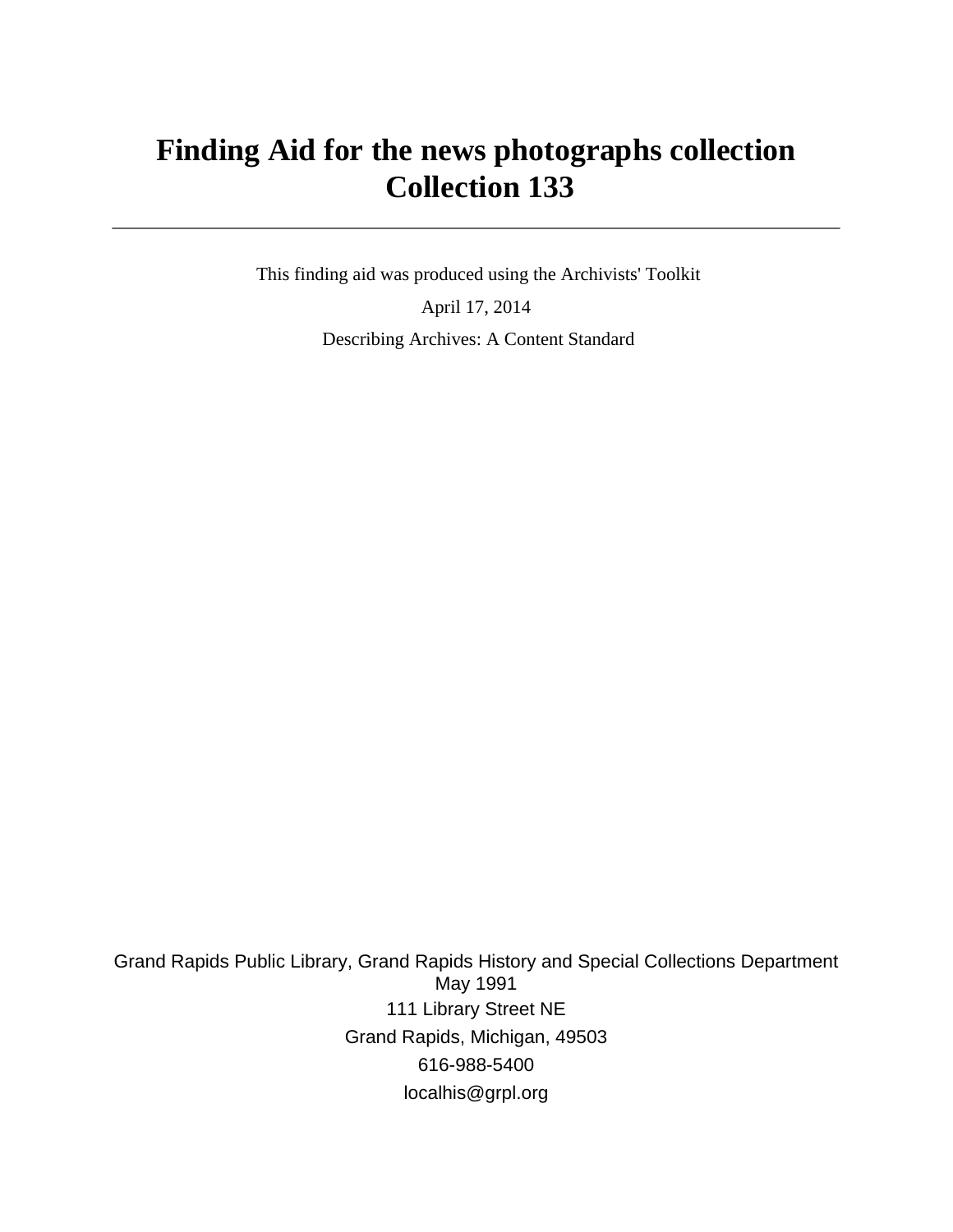# Finding Aid for the news photographs collection
# Collection 133

---

This finding aid was produced using the Archivists' Toolkit

April 17, 2014

Describing Archives: A Content Standard

Grand Rapids Public Library, Grand Rapids History and Special Collections Department
May 1991

111 Library Street NE

Grand Rapids, Michigan, 49503

616-988-5400

localhis@grpl.org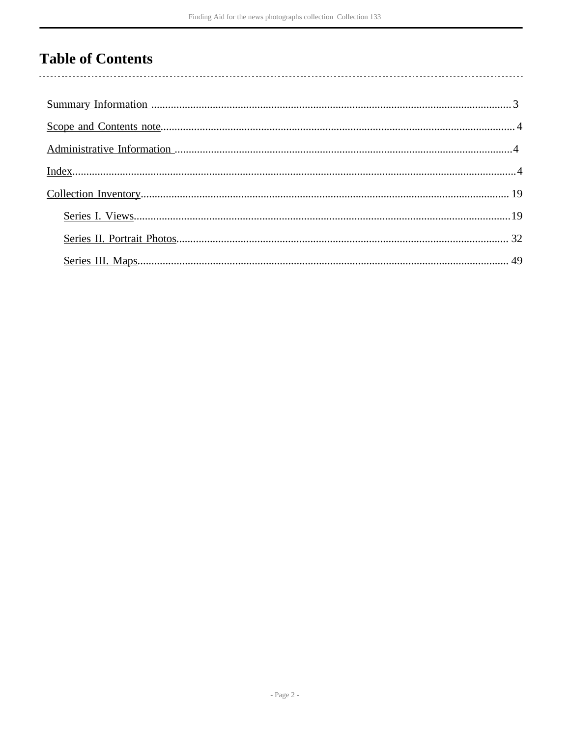# Table of Contents

- Summary Information ........ 3
- Scope and Contents note ........ 4
- Administrative Information ........ 4
- Index ........ 4
- Collection Inventory ........ 19
    - Series I. Views ........ 19
    - Series II. Portrait Photos ........ 32
    - Series III. Maps ........ 49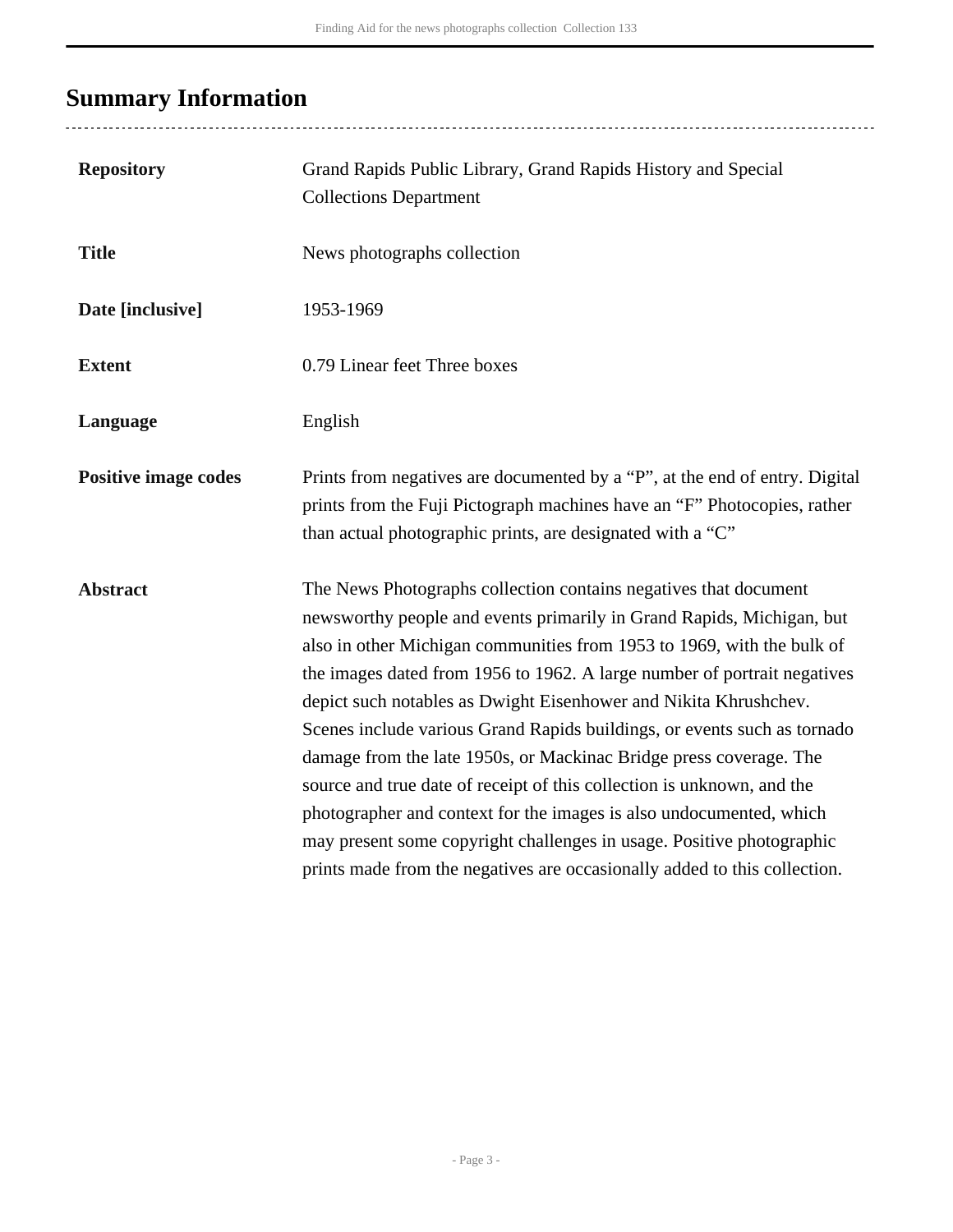## Summary Information

| | |
|---|---|
| **Repository** | Grand Rapids Public Library, Grand Rapids History and Special Collections Department |
| **Title** | News photographs collection |
| **Date [inclusive]** | 1953-1969 |
| **Extent** | 0.79 Linear feet Three boxes |
| **Language** | English |
| **Positive image codes** | Prints from negatives are documented by a "P", at the end of entry. Digital prints from the Fuji Pictograph machines have an "F" Photocopies, rather than actual photographic prints, are designated with a "C" |
| **Abstract** | The News Photographs collection contains negatives that document newsworthy people and events primarily in Grand Rapids, Michigan, but also in other Michigan communities from 1953 to 1969, with the bulk of the images dated from 1956 to 1962. A large number of portrait negatives depict such notables as Dwight Eisenhower and Nikita Khrushchev. Scenes include various Grand Rapids buildings, or events such as tornado damage from the late 1950s, or Mackinac Bridge press coverage. The source and true date of receipt of this collection is unknown, and the photographer and context for the images is also undocumented, which may present some copyright challenges in usage. Positive photographic prints made from the negatives are occasionally added to this collection. |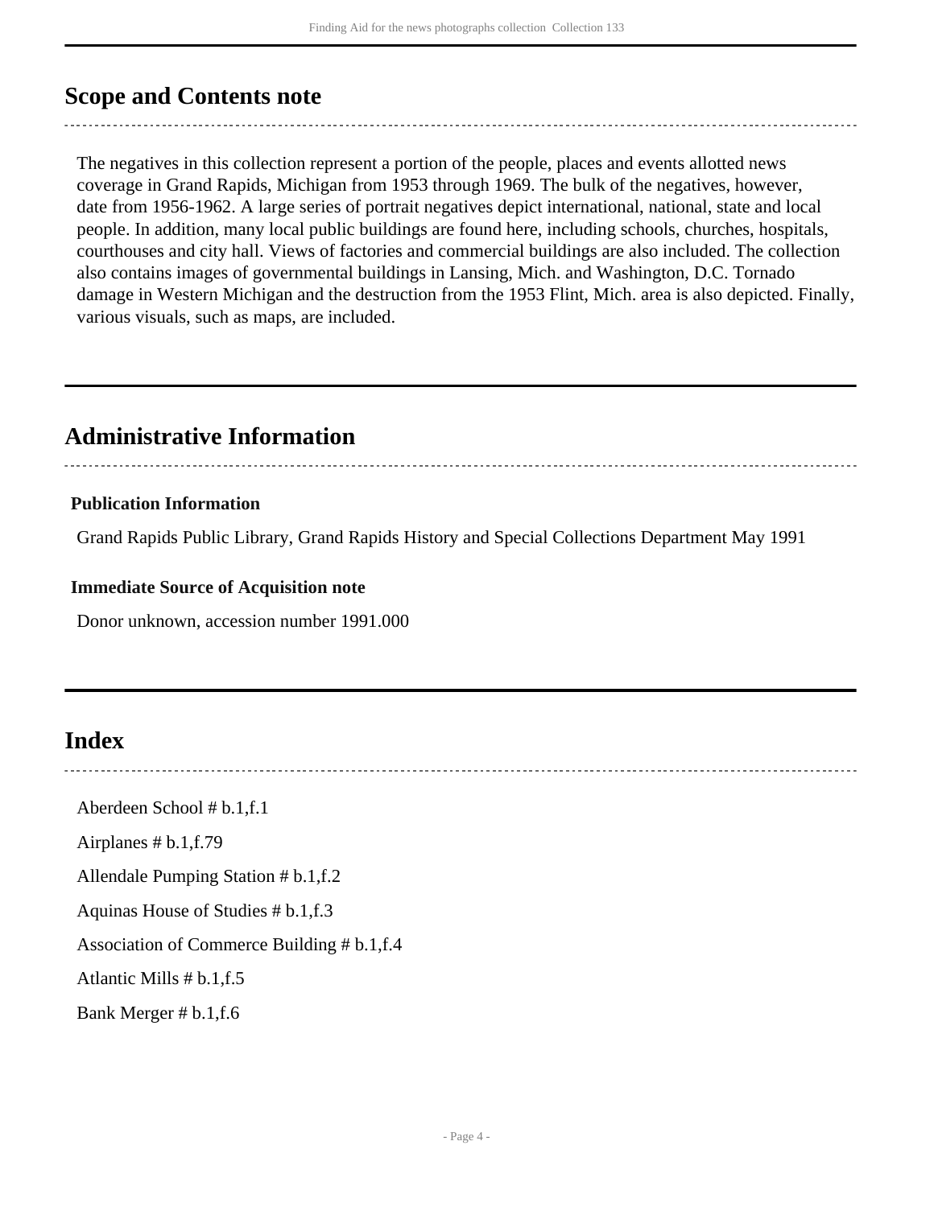## Scope and Contents note

The negatives in this collection represent a portion of the people, places and events allotted news coverage in Grand Rapids, Michigan from 1953 through 1969. The bulk of the negatives, however, date from 1956-1962. A large series of portrait negatives depict international, national, state and local people. In addition, many local public buildings are found here, including schools, churches, hospitals, courthouses and city hall. Views of factories and commercial buildings are also included. The collection also contains images of governmental buildings in Lansing, Mich. and Washington, D.C. Tornado damage in Western Michigan and the destruction from the 1953 Flint, Mich. area is also depicted. Finally, various visuals, such as maps, are included.

## Administrative Information

**Publication Information**

Grand Rapids Public Library, Grand Rapids History and Special Collections Department May 1991

**Immediate Source of Acquisition note**

Donor unknown, accession number 1991.000

## Index

Aberdeen School # b.1,f.1

Airplanes # b.1,f.79

Allendale Pumping Station # b.1,f.2

Aquinas House of Studies # b.1,f.3

Association of Commerce Building # b.1,f.4

Atlantic Mills # b.1,f.5

Bank Merger # b.1,f.6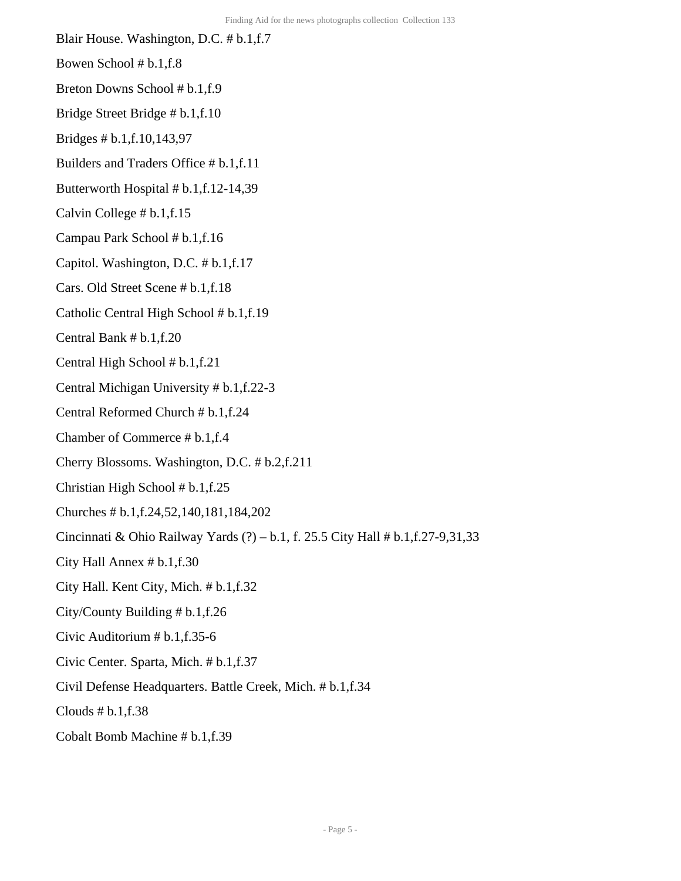Blair House. Washington, D.C. # b.1,f.7

Bowen School # b.1,f.8

Breton Downs School # b.1,f.9

Bridge Street Bridge # b.1,f.10

Bridges # b.1,f.10,143,97

Builders and Traders Office # b.1,f.11

Butterworth Hospital # b.1,f.12-14,39

Calvin College # b.1,f.15

Campau Park School # b.1,f.16

Capitol. Washington, D.C. # b.1,f.17

Cars. Old Street Scene # b.1,f.18

Catholic Central High School # b.1,f.19

Central Bank # b.1,f.20

Central High School # b.1,f.21

Central Michigan University # b.1,f.22-3

Central Reformed Church # b.1,f.24

Chamber of Commerce # b.1,f.4

Cherry Blossoms. Washington, D.C. # b.2,f.211

Christian High School # b.1,f.25

Churches # b.1,f.24,52,140,181,184,202

Cincinnati & Ohio Railway Yards (?) – b.1, f. 25.5 City Hall # b.1,f.27-9,31,33

City Hall Annex # b.1,f.30

City Hall. Kent City, Mich. # b.1,f.32

City/County Building # b.1,f.26

Civic Auditorium # b.1,f.35-6

Civic Center. Sparta, Mich. # b.1,f.37

Civil Defense Headquarters. Battle Creek, Mich. # b.1,f.34

Clouds # b.1,f.38

Cobalt Bomb Machine # b.1,f.39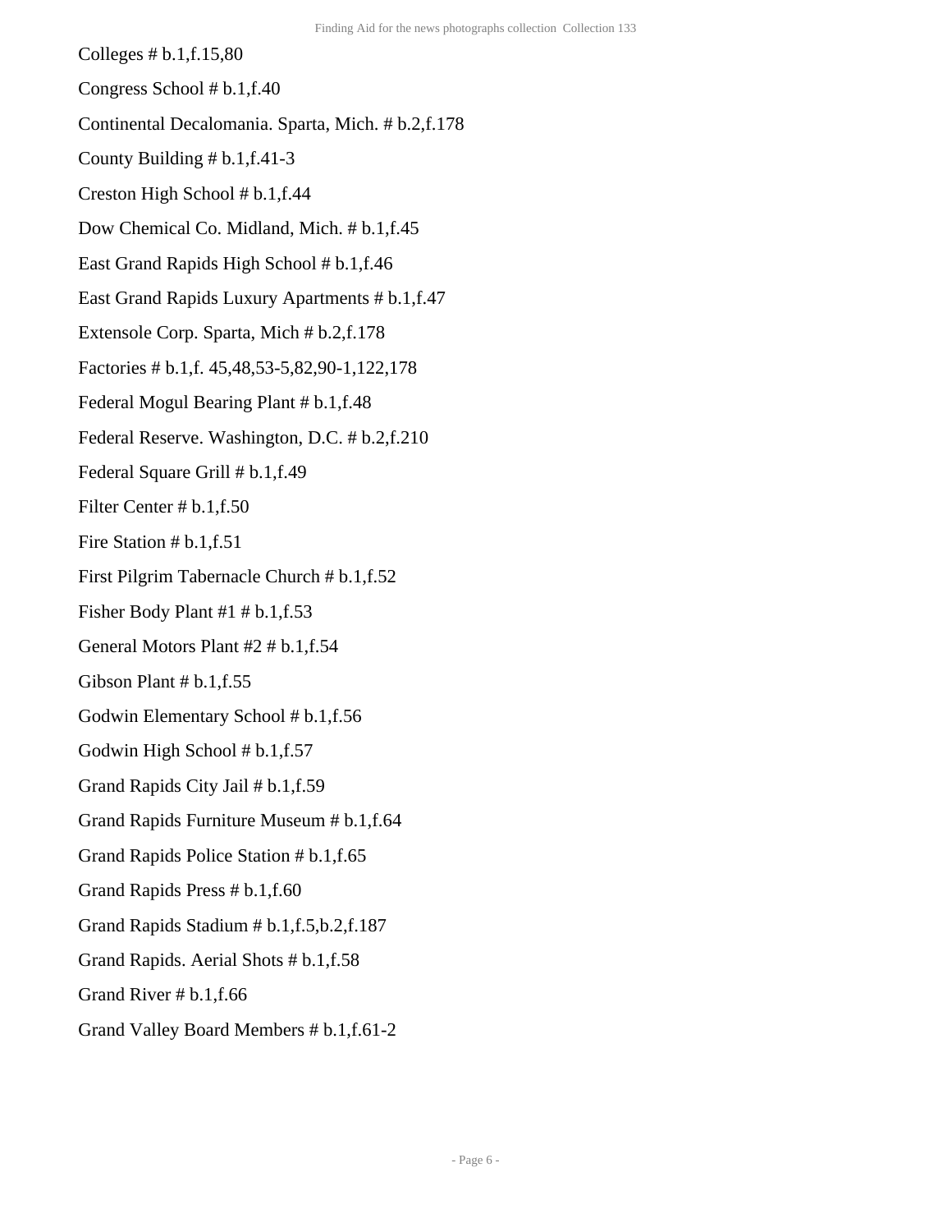Colleges # b.1,f.15,80

Congress School # b.1,f.40

Continental Decalomania. Sparta, Mich. # b.2,f.178

County Building # b.1,f.41-3

Creston High School # b.1,f.44

Dow Chemical Co. Midland, Mich. # b.1,f.45

East Grand Rapids High School # b.1,f.46

East Grand Rapids Luxury Apartments # b.1,f.47

Extensole Corp. Sparta, Mich # b.2,f.178

Factories # b.1,f. 45,48,53-5,82,90-1,122,178

Federal Mogul Bearing Plant # b.1,f.48

Federal Reserve. Washington, D.C. # b.2,f.210

Federal Square Grill # b.1,f.49

Filter Center # b.1,f.50

Fire Station # b.1,f.51

First Pilgrim Tabernacle Church # b.1,f.52

Fisher Body Plant #1 # b.1,f.53

General Motors Plant #2 # b.1,f.54

Gibson Plant # b.1,f.55

Godwin Elementary School # b.1,f.56

Godwin High School # b.1,f.57

Grand Rapids City Jail # b.1,f.59

Grand Rapids Furniture Museum # b.1,f.64

Grand Rapids Police Station # b.1,f.65

Grand Rapids Press # b.1,f.60

Grand Rapids Stadium # b.1,f.5,b.2,f.187

Grand Rapids. Aerial Shots # b.1,f.58

Grand River # b.1,f.66

Grand Valley Board Members # b.1,f.61-2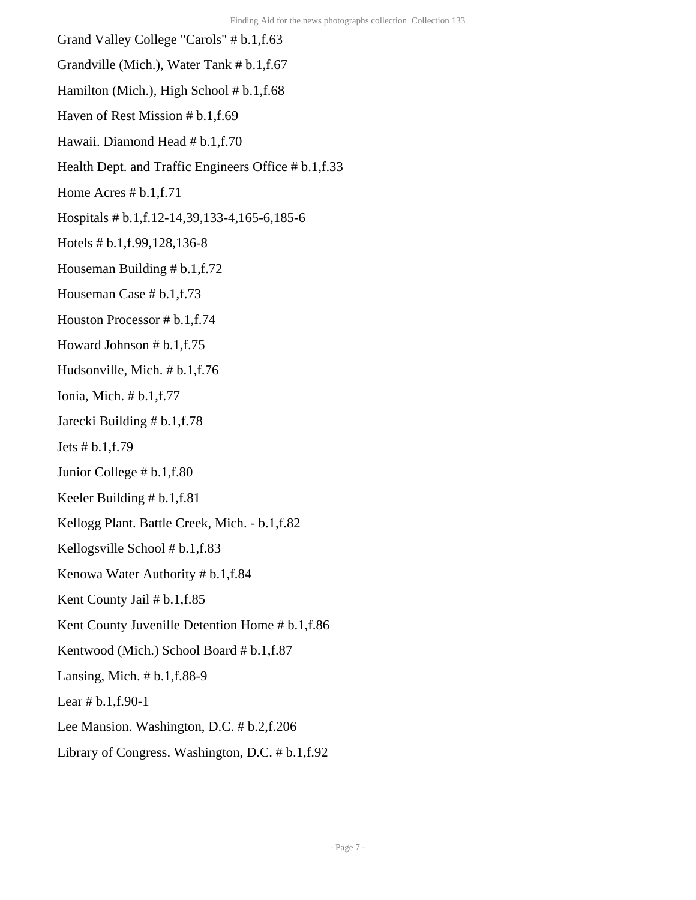Grand Valley College "Carols" # b.1,f.63

Grandville (Mich.), Water Tank # b.1,f.67

Hamilton (Mich.), High School # b.1,f.68

Haven of Rest Mission # b.1,f.69

Hawaii. Diamond Head # b.1,f.70

Health Dept. and Traffic Engineers Office # b.1,f.33

Home Acres # b.1,f.71

Hospitals # b.1,f.12-14,39,133-4,165-6,185-6

Hotels # b.1,f.99,128,136-8

Houseman Building # b.1,f.72

Houseman Case # b.1,f.73

Houston Processor # b.1,f.74

Howard Johnson # b.1,f.75

Hudsonville, Mich. # b.1,f.76

Ionia, Mich. # b.1,f.77

Jarecki Building # b.1,f.78

Jets # b.1,f.79

Junior College # b.1,f.80

Keeler Building # b.1,f.81

Kellogg Plant. Battle Creek, Mich. - b.1,f.82

Kellogsville School # b.1,f.83

Kenowa Water Authority # b.1,f.84

Kent County Jail # b.1,f.85

Kent County Juvenille Detention Home # b.1,f.86

Kentwood (Mich.) School Board # b.1,f.87

Lansing, Mich. # b.1,f.88-9

Lear # b.1,f.90-1

Lee Mansion. Washington, D.C. # b.2,f.206

Library of Congress. Washington, D.C. # b.1,f.92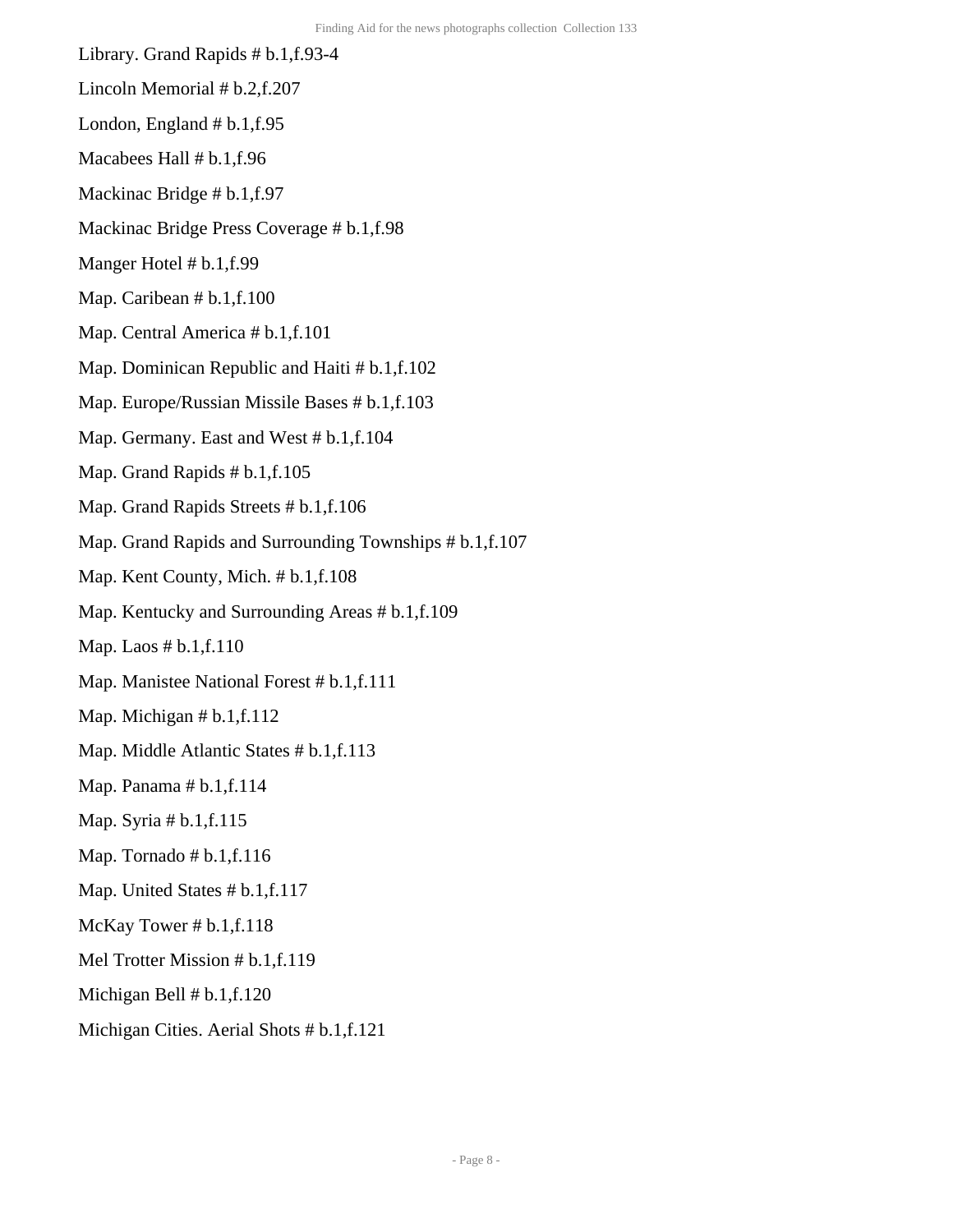Library. Grand Rapids # b.1,f.93-4

Lincoln Memorial # b.2,f.207

London, England # b.1,f.95

Macabees Hall # b.1,f.96

Mackinac Bridge # b.1,f.97

Mackinac Bridge Press Coverage # b.1,f.98

Manger Hotel # b.1,f.99

Map. Caribean # b.1,f.100

Map. Central America # b.1,f.101

Map. Dominican Republic and Haiti # b.1,f.102

Map. Europe/Russian Missile Bases # b.1,f.103

Map. Germany. East and West # b.1,f.104

Map. Grand Rapids # b.1,f.105

Map. Grand Rapids Streets # b.1,f.106

Map. Grand Rapids and Surrounding Townships # b.1,f.107

Map. Kent County, Mich. # b.1,f.108

Map. Kentucky and Surrounding Areas # b.1,f.109

Map. Laos # b.1,f.110

Map. Manistee National Forest # b.1,f.111

Map. Michigan # b.1,f.112

Map. Middle Atlantic States # b.1,f.113

Map. Panama # b.1,f.114

Map. Syria # b.1,f.115

Map. Tornado # b.1,f.116

Map. United States # b.1,f.117

McKay Tower # b.1,f.118

Mel Trotter Mission # b.1,f.119

Michigan Bell # b.1,f.120

Michigan Cities. Aerial Shots # b.1,f.121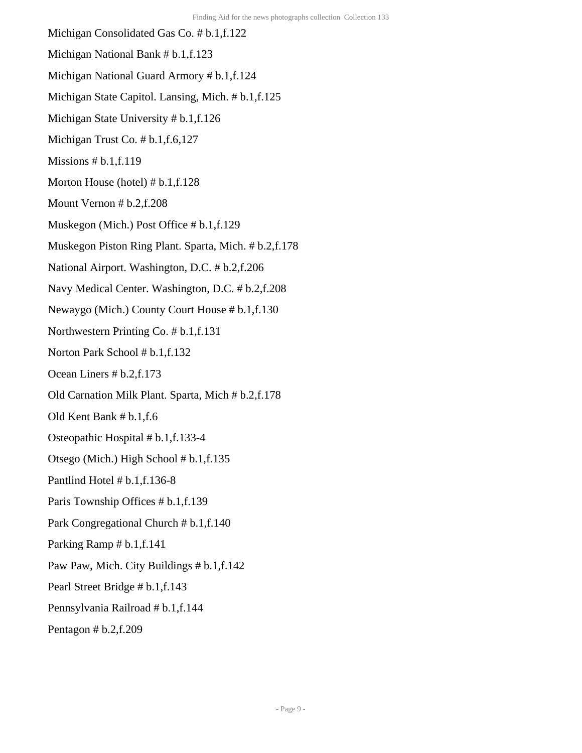Michigan Consolidated Gas Co. # b.1,f.122

Michigan National Bank # b.1,f.123

Michigan National Guard Armory # b.1,f.124

Michigan State Capitol. Lansing, Mich. # b.1,f.125

Michigan State University # b.1,f.126

Michigan Trust Co. # b.1,f.6,127

Missions # b.1,f.119

Morton House (hotel) # b.1,f.128

Mount Vernon # b.2,f.208

Muskegon (Mich.) Post Office # b.1,f.129

Muskegon Piston Ring Plant. Sparta, Mich. # b.2,f.178

National Airport. Washington, D.C. # b.2,f.206

Navy Medical Center. Washington, D.C. # b.2,f.208

Newaygo (Mich.) County Court House # b.1,f.130

Northwestern Printing Co. # b.1,f.131

Norton Park School # b.1,f.132

Ocean Liners # b.2,f.173

Old Carnation Milk Plant. Sparta, Mich # b.2,f.178

Old Kent Bank # b.1,f.6

Osteopathic Hospital # b.1,f.133-4

Otsego (Mich.) High School # b.1,f.135

Pantlind Hotel # b.1,f.136-8

Paris Township Offices # b.1,f.139

Park Congregational Church # b.1,f.140

Parking Ramp # b.1,f.141

Paw Paw, Mich. City Buildings # b.1,f.142

Pearl Street Bridge # b.1,f.143

Pennsylvania Railroad # b.1,f.144

Pentagon # b.2,f.209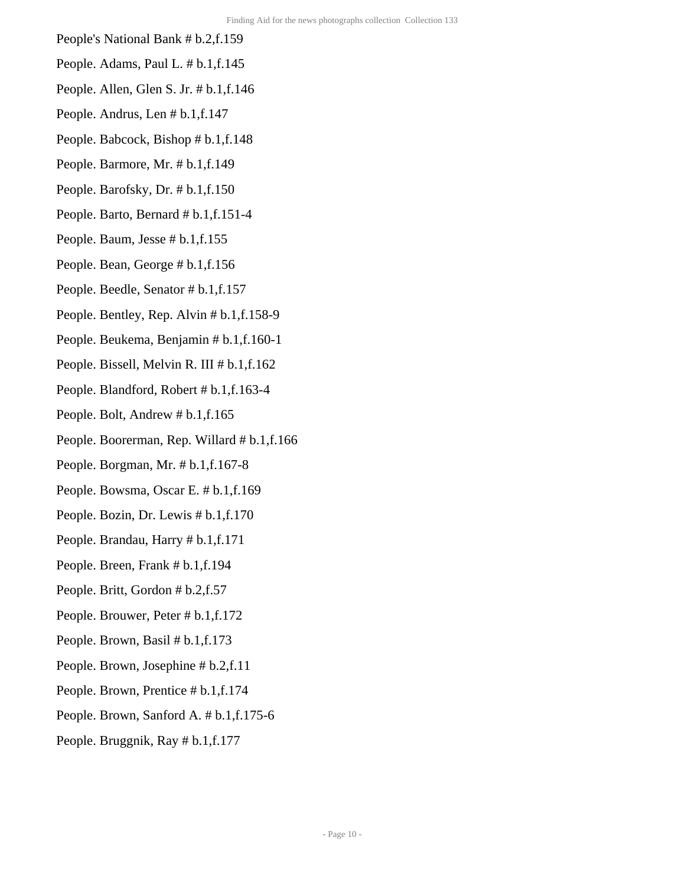People's National Bank # b.2,f.159

People. Adams, Paul L. # b.1,f.145

People. Allen, Glen S. Jr. # b.1,f.146

People. Andrus, Len # b.1,f.147

People. Babcock, Bishop # b.1,f.148

People. Barmore, Mr. # b.1,f.149

People. Barofsky, Dr. # b.1,f.150

People. Barto, Bernard # b.1,f.151-4

People. Baum, Jesse # b.1,f.155

People. Bean, George # b.1,f.156

People. Beedle, Senator # b.1,f.157

People. Bentley, Rep. Alvin # b.1,f.158-9

People. Beukema, Benjamin # b.1,f.160-1

People. Bissell, Melvin R. III # b.1,f.162

People. Blandford, Robert # b.1,f.163-4

People. Bolt, Andrew # b.1,f.165

People. Boorerman, Rep. Willard # b.1,f.166

People. Borgman, Mr. # b.1,f.167-8

People. Bowsma, Oscar E. # b.1,f.169

People. Bozin, Dr. Lewis # b.1,f.170

People. Brandau, Harry # b.1,f.171

People. Breen, Frank # b.1,f.194

People. Britt, Gordon # b.2,f.57

People. Brouwer, Peter # b.1,f.172

People. Brown, Basil # b.1,f.173

People. Brown, Josephine # b.2,f.11

People. Brown, Prentice # b.1,f.174

People. Brown, Sanford A. # b.1,f.175-6

People. Bruggnik, Ray # b.1,f.177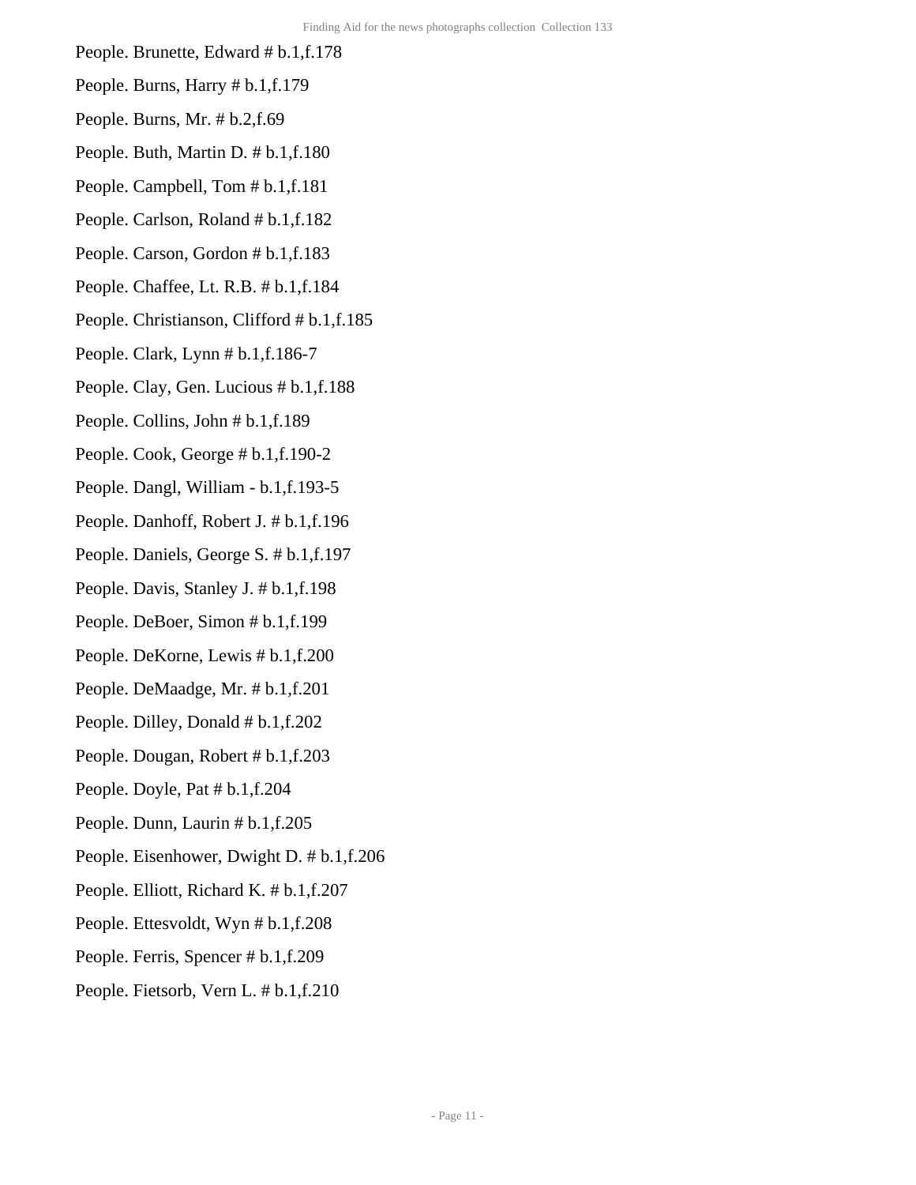People. Brunette, Edward # b.1,f.178

People. Burns, Harry # b.1,f.179

People. Burns, Mr. # b.2,f.69

People. Buth, Martin D. # b.1,f.180

People. Campbell, Tom # b.1,f.181

People. Carlson, Roland # b.1,f.182

People. Carson, Gordon # b.1,f.183

People. Chaffee, Lt. R.B. # b.1,f.184

People. Christianson, Clifford # b.1,f.185

People. Clark, Lynn # b.1,f.186-7

People. Clay, Gen. Lucious # b.1,f.188

People. Collins, John # b.1,f.189

People. Cook, George # b.1,f.190-2

People. Dangl, William - b.1,f.193-5

People. Danhoff, Robert J. # b.1,f.196

People. Daniels, George S. # b.1,f.197

People. Davis, Stanley J. # b.1,f.198

People. DeBoer, Simon # b.1,f.199

People. DeKorne, Lewis # b.1,f.200

People. DeMaadge, Mr. # b.1,f.201

People. Dilley, Donald # b.1,f.202

People. Dougan, Robert # b.1,f.203

People. Doyle, Pat # b.1,f.204

People. Dunn, Laurin # b.1,f.205

People. Eisenhower, Dwight D. # b.1,f.206

People. Elliott, Richard K. # b.1,f.207

People. Ettesvoldt, Wyn # b.1,f.208

People. Ferris, Spencer # b.1,f.209

People. Fietsorb, Vern L. # b.1,f.210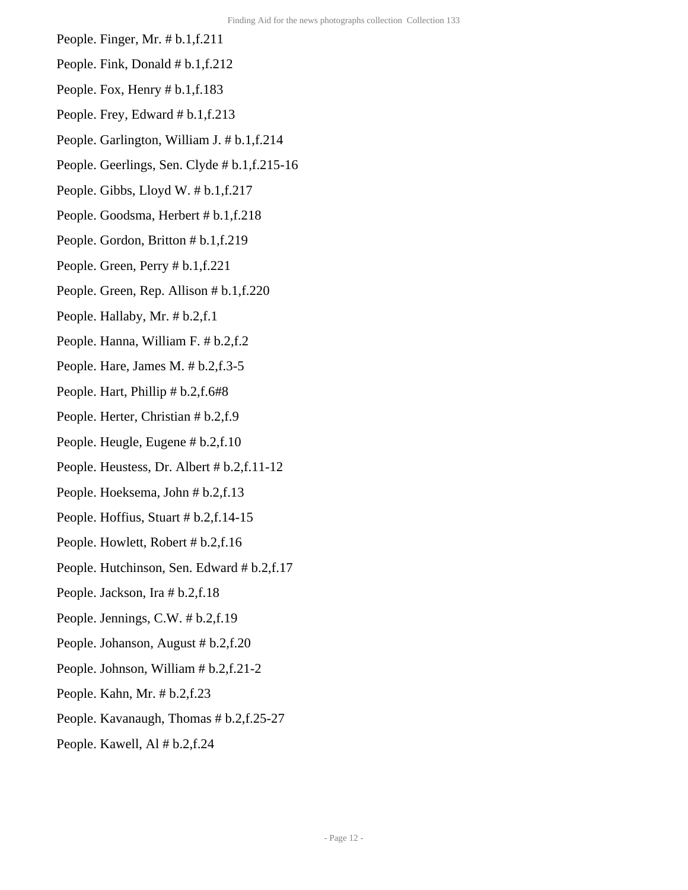People. Finger, Mr. # b.1,f.211

People. Fink, Donald # b.1,f.212

People. Fox, Henry # b.1,f.183

People. Frey, Edward # b.1,f.213

People. Garlington, William J. # b.1,f.214

People. Geerlings, Sen. Clyde # b.1,f.215-16

People. Gibbs, Lloyd W. # b.1,f.217

People. Goodsma, Herbert # b.1,f.218

People. Gordon, Britton # b.1,f.219

People. Green, Perry # b.1,f.221

People. Green, Rep. Allison # b.1,f.220

People. Hallaby, Mr. # b.2,f.1

People. Hanna, William F. # b.2,f.2

People. Hare, James M. # b.2,f.3-5

People. Hart, Phillip # b.2,f.6#8

People. Herter, Christian # b.2,f.9

People. Heugle, Eugene # b.2,f.10

People. Heustess, Dr. Albert # b.2,f.11-12

People. Hoeksema, John # b.2,f.13

People. Hoffius, Stuart # b.2,f.14-15

People. Howlett, Robert # b.2,f.16

People. Hutchinson, Sen. Edward # b.2,f.17

People. Jackson, Ira # b.2,f.18

People. Jennings, C.W. # b.2,f.19

People. Johanson, August # b.2,f.20

People. Johnson, William # b.2,f.21-2

People. Kahn, Mr. # b.2,f.23

People. Kavanaugh, Thomas # b.2,f.25-27

People. Kawell, Al # b.2,f.24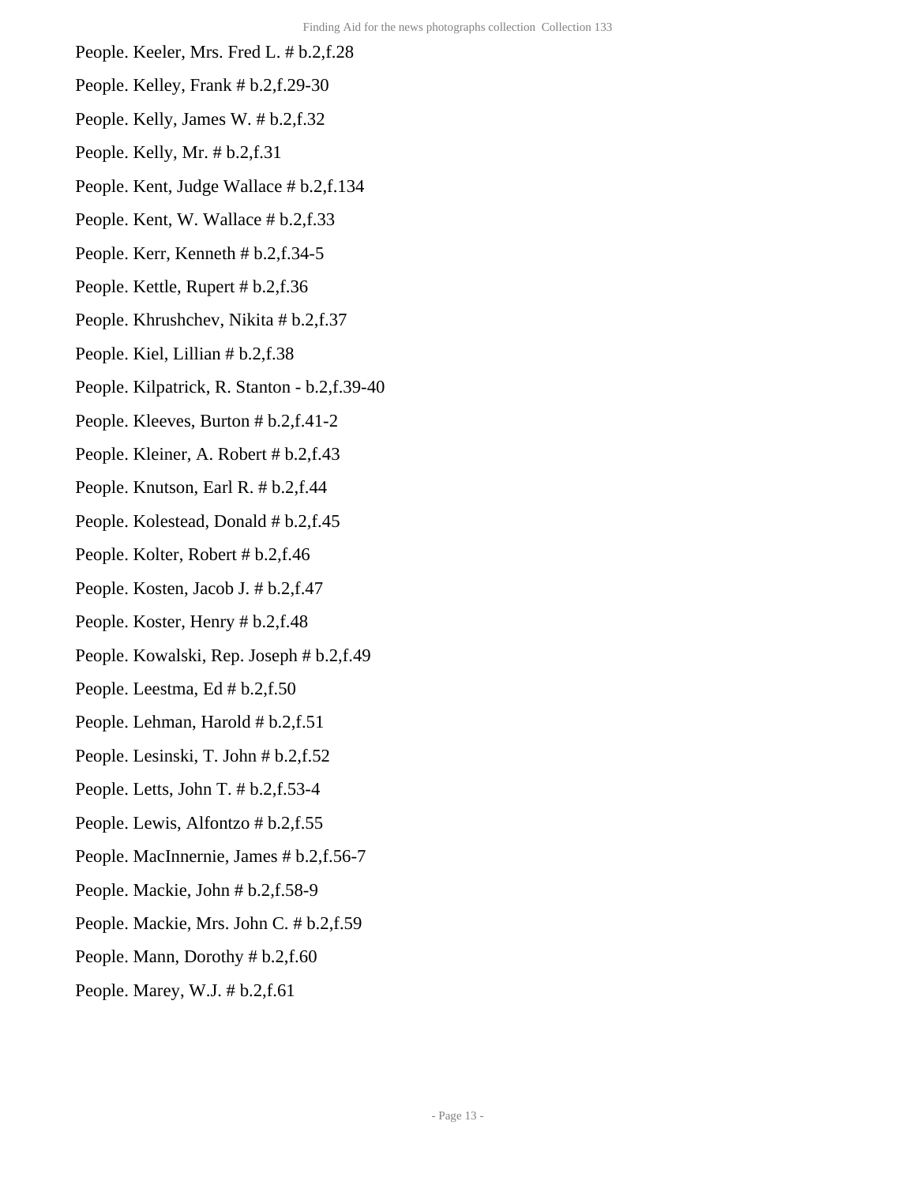People. Keeler, Mrs. Fred L. # b.2,f.28

People. Kelley, Frank # b.2,f.29-30

People. Kelly, James W. # b.2,f.32

People. Kelly, Mr. # b.2,f.31

People. Kent, Judge Wallace # b.2,f.134

People. Kent, W. Wallace # b.2,f.33

People. Kerr, Kenneth # b.2,f.34-5

People. Kettle, Rupert # b.2,f.36

People. Khrushchev, Nikita # b.2,f.37

People. Kiel, Lillian # b.2,f.38

People. Kilpatrick, R. Stanton - b.2,f.39-40

People. Kleeves, Burton # b.2,f.41-2

People. Kleiner, A. Robert # b.2,f.43

People. Knutson, Earl R. # b.2,f.44

People. Kolestead, Donald # b.2,f.45

People. Kolter, Robert # b.2,f.46

People. Kosten, Jacob J. # b.2,f.47

People. Koster, Henry # b.2,f.48

People. Kowalski, Rep. Joseph # b.2,f.49

People. Leestma, Ed # b.2,f.50

People. Lehman, Harold # b.2,f.51

People. Lesinski, T. John # b.2,f.52

People. Letts, John T. # b.2,f.53-4

People. Lewis, Alfontzo # b.2,f.55

People. MacInnernie, James # b.2,f.56-7

People. Mackie, John # b.2,f.58-9

People. Mackie, Mrs. John C. # b.2,f.59

People. Mann, Dorothy # b.2,f.60

People. Marey, W.J. # b.2,f.61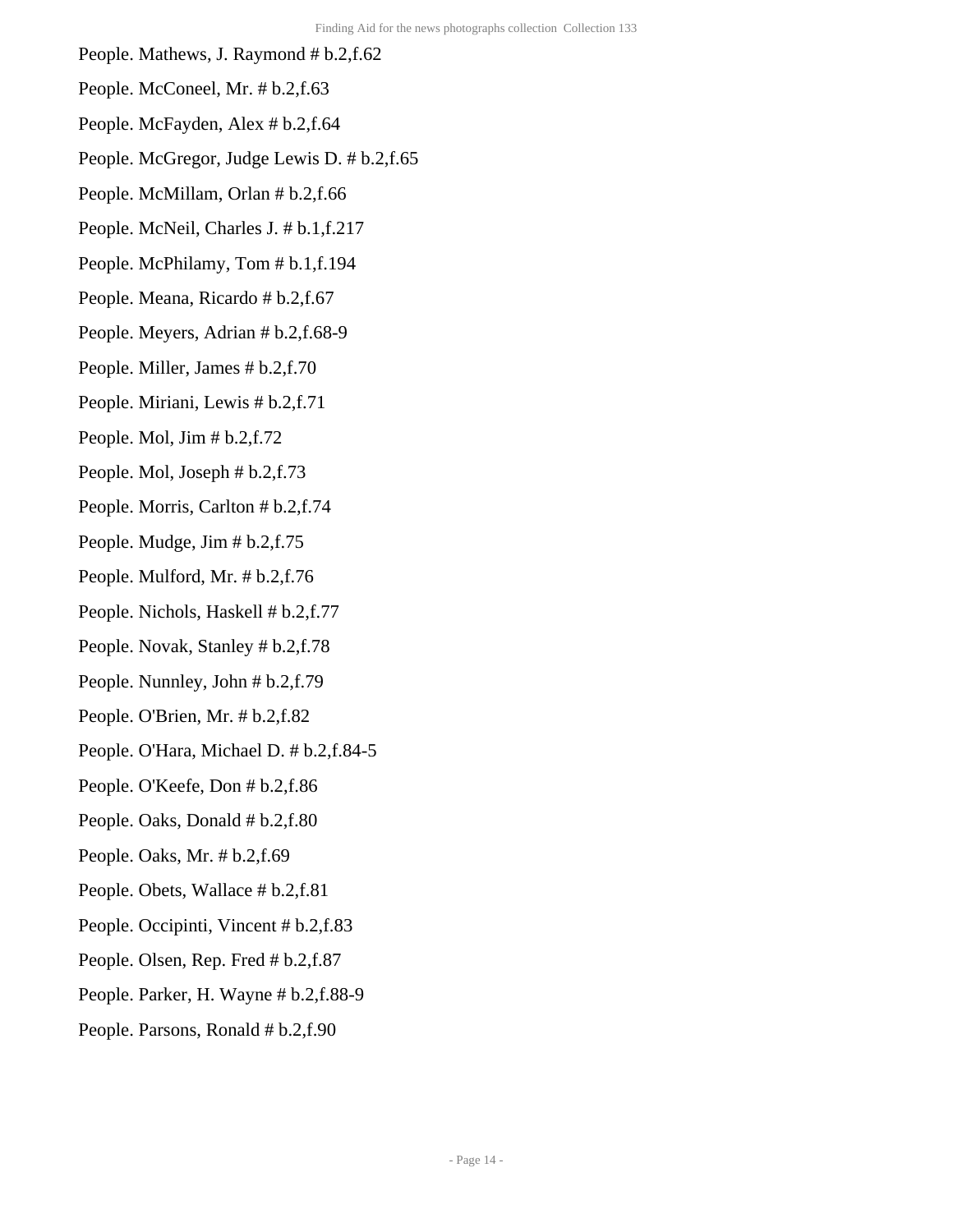People. Mathews, J. Raymond # b.2,f.62

People. McConeel, Mr. # b.2,f.63

People. McFayden, Alex # b.2,f.64

People. McGregor, Judge Lewis D. # b.2,f.65

People. McMillam, Orlan # b.2,f.66

People. McNeil, Charles J. # b.1,f.217

People. McPhilamy, Tom # b.1,f.194

People. Meana, Ricardo # b.2,f.67

People. Meyers, Adrian # b.2,f.68-9

People. Miller, James # b.2,f.70

People. Miriani, Lewis # b.2,f.71

People. Mol, Jim # b.2,f.72

People. Mol, Joseph # b.2,f.73

People. Morris, Carlton # b.2,f.74

People. Mudge, Jim # b.2,f.75

People. Mulford, Mr. # b.2,f.76

People. Nichols, Haskell # b.2,f.77

People. Novak, Stanley # b.2,f.78

People. Nunnley, John # b.2,f.79

People. O'Brien, Mr. # b.2,f.82

People. O'Hara, Michael D. # b.2,f.84-5

People. O'Keefe, Don # b.2,f.86

People. Oaks, Donald # b.2,f.80

People. Oaks, Mr. # b.2,f.69

People. Obets, Wallace # b.2,f.81

People. Occipinti, Vincent # b.2,f.83

People. Olsen, Rep. Fred # b.2,f.87

People. Parker, H. Wayne # b.2,f.88-9

People. Parsons, Ronald # b.2,f.90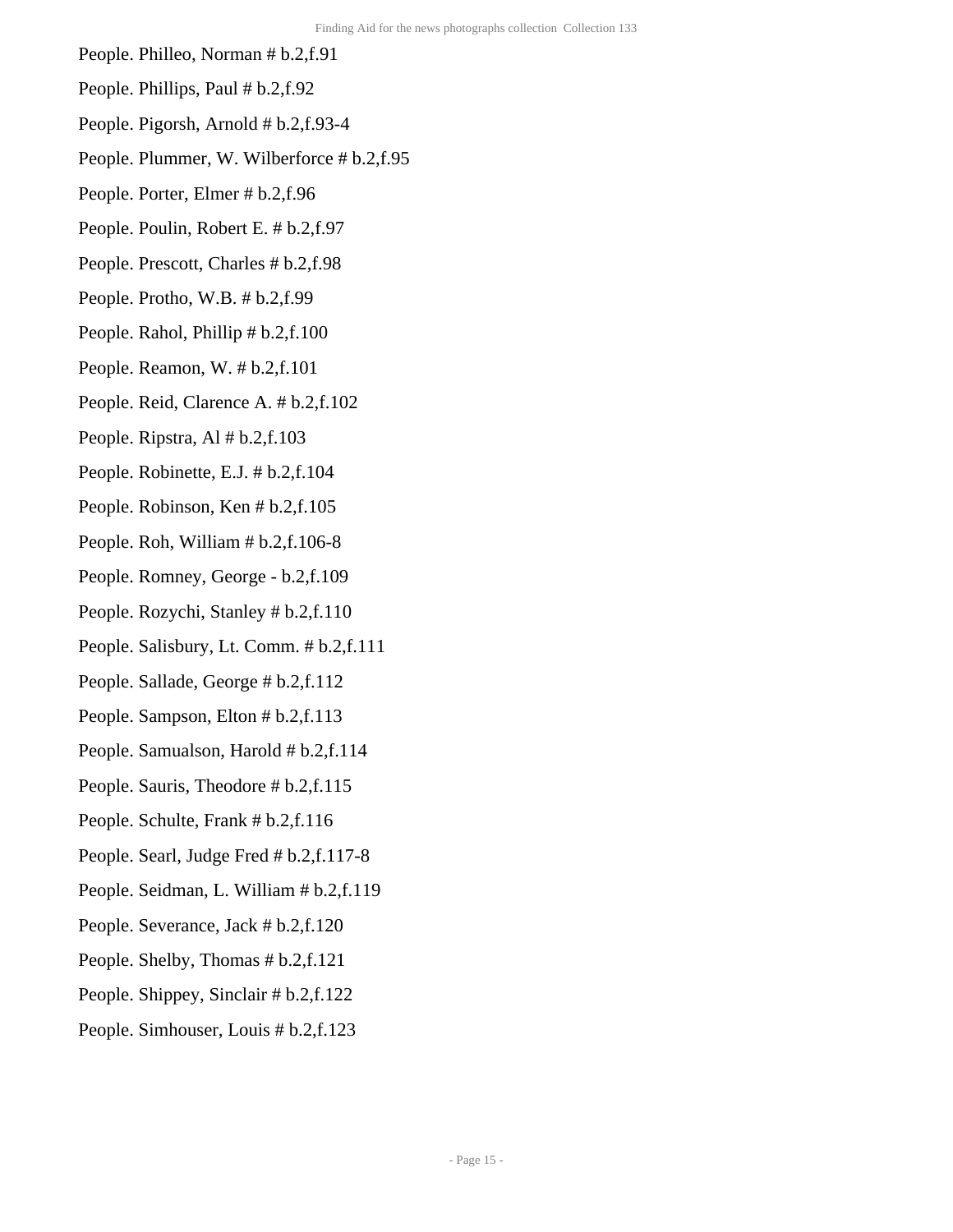People. Philleo, Norman # b.2,f.91

People. Phillips, Paul # b.2,f.92

People. Pigorsh, Arnold # b.2,f.93-4

People. Plummer, W. Wilberforce # b.2,f.95

People. Porter, Elmer # b.2,f.96

People. Poulin, Robert E. # b.2,f.97

People. Prescott, Charles # b.2,f.98

People. Protho, W.B. # b.2,f.99

People. Rahol, Phillip # b.2,f.100

People. Reamon, W. # b.2,f.101

People. Reid, Clarence A. # b.2,f.102

People. Ripstra, Al # b.2,f.103

People. Robinette, E.J. # b.2,f.104

People. Robinson, Ken # b.2,f.105

People. Roh, William # b.2,f.106-8

People. Romney, George - b.2,f.109

People. Rozychi, Stanley # b.2,f.110

People. Salisbury, Lt. Comm. # b.2,f.111

People. Sallade, George # b.2,f.112

People. Sampson, Elton # b.2,f.113

People. Samualson, Harold # b.2,f.114

People. Sauris, Theodore # b.2,f.115

People. Schulte, Frank # b.2,f.116

People. Searl, Judge Fred # b.2,f.117-8

People. Seidman, L. William # b.2,f.119

People. Severance, Jack # b.2,f.120

People. Shelby, Thomas # b.2,f.121

People. Shippey, Sinclair # b.2,f.122

People. Simhouser, Louis # b.2,f.123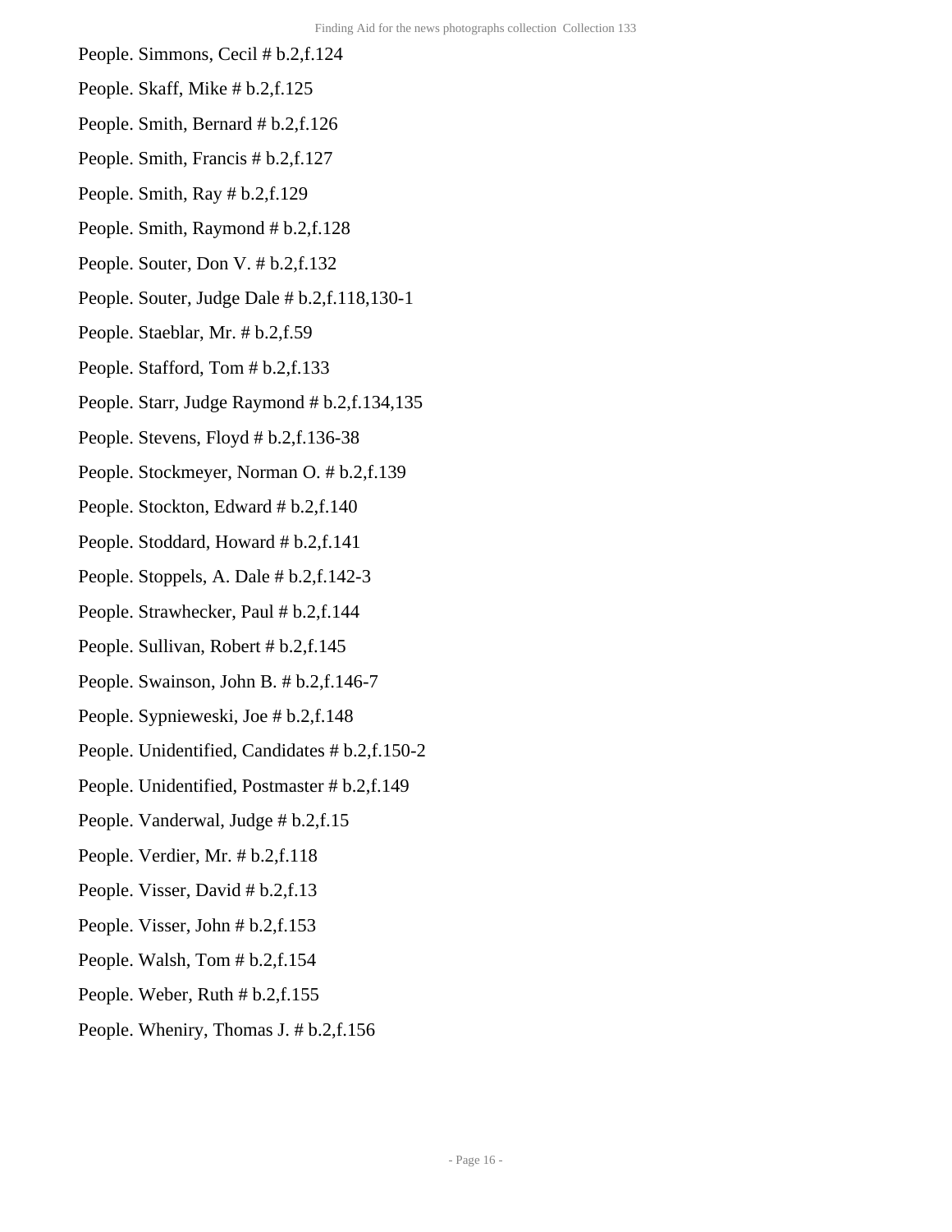People. Simmons, Cecil # b.2,f.124

People. Skaff, Mike # b.2,f.125

People. Smith, Bernard # b.2,f.126

People. Smith, Francis # b.2,f.127

People. Smith, Ray # b.2,f.129

People. Smith, Raymond # b.2,f.128

People. Souter, Don V. # b.2,f.132

People. Souter, Judge Dale # b.2,f.118,130-1

People. Staeblar, Mr. # b.2,f.59

People. Stafford, Tom # b.2,f.133

People. Starr, Judge Raymond # b.2,f.134,135

People. Stevens, Floyd # b.2,f.136-38

People. Stockmeyer, Norman O. # b.2,f.139

People. Stockton, Edward # b.2,f.140

People. Stoddard, Howard # b.2,f.141

People. Stoppels, A. Dale # b.2,f.142-3

People. Strawhecker, Paul # b.2,f.144

People. Sullivan, Robert # b.2,f.145

People. Swainson, John B. # b.2,f.146-7

People. Sypnieweski, Joe # b.2,f.148

People. Unidentified, Candidates # b.2,f.150-2

People. Unidentified, Postmaster # b.2,f.149

People. Vanderwal, Judge # b.2,f.15

People. Verdier, Mr. # b.2,f.118

People. Visser, David # b.2,f.13

People. Visser, John # b.2,f.153

People. Walsh, Tom # b.2,f.154

People. Weber, Ruth # b.2,f.155

People. Wheniry, Thomas J. # b.2,f.156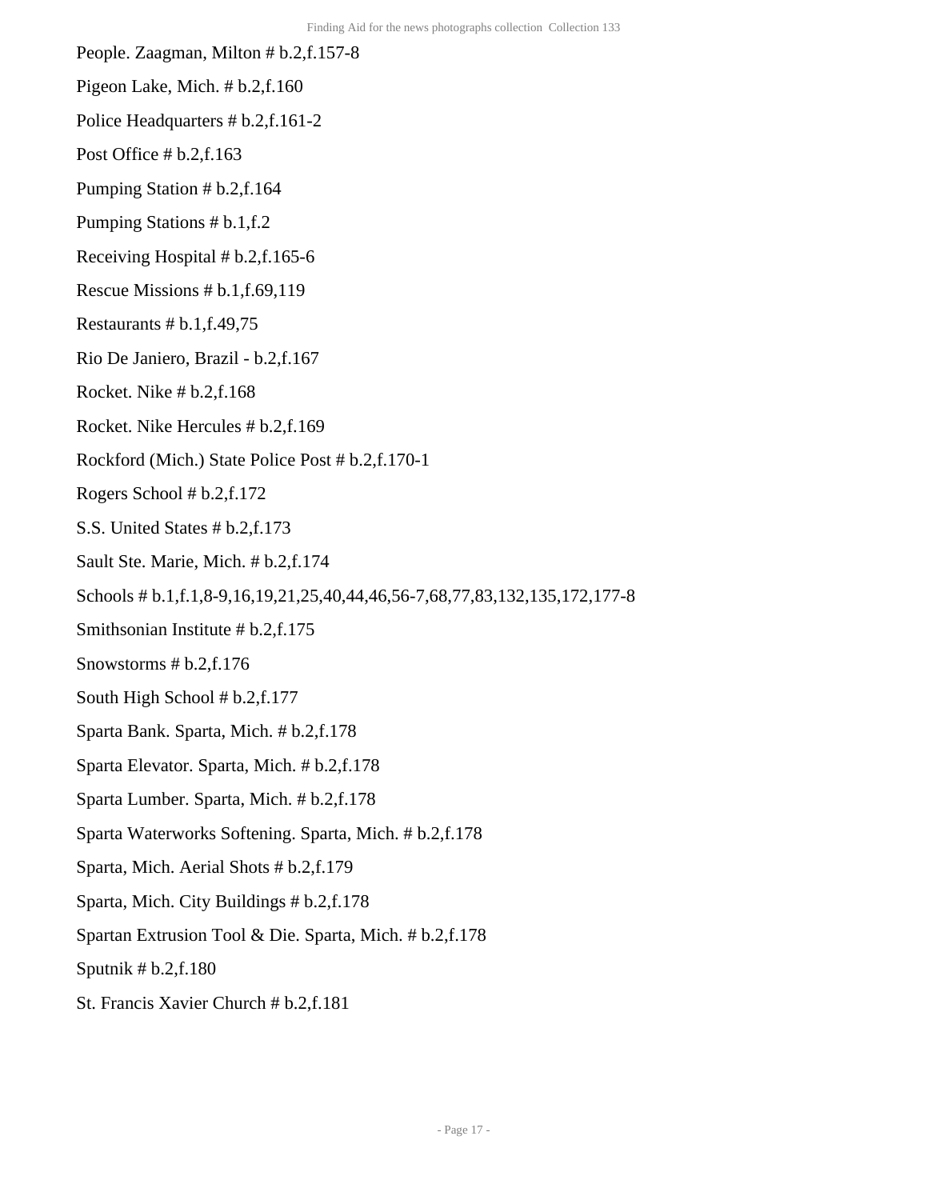People. Zaagman, Milton # b.2,f.157-8

Pigeon Lake, Mich. # b.2,f.160

Police Headquarters # b.2,f.161-2

Post Office # b.2,f.163

Pumping Station # b.2,f.164

Pumping Stations # b.1,f.2

Receiving Hospital # b.2,f.165-6

Rescue Missions # b.1,f.69,119

Restaurants # b.1,f.49,75

Rio De Janiero, Brazil - b.2,f.167

Rocket. Nike # b.2,f.168

Rocket. Nike Hercules # b.2,f.169

Rockford (Mich.) State Police Post # b.2,f.170-1

Rogers School # b.2,f.172

S.S. United States # b.2,f.173

Sault Ste. Marie, Mich. # b.2,f.174

Schools # b.1,f.1,8-9,16,19,21,25,40,44,46,56-7,68,77,83,132,135,172,177-8

Smithsonian Institute # b.2,f.175

Snowstorms # b.2,f.176

South High School # b.2,f.177

Sparta Bank. Sparta, Mich. # b.2,f.178

Sparta Elevator. Sparta, Mich. # b.2,f.178

Sparta Lumber. Sparta, Mich. # b.2,f.178

Sparta Waterworks Softening. Sparta, Mich. # b.2,f.178

Sparta, Mich. Aerial Shots # b.2,f.179

Sparta, Mich. City Buildings # b.2,f.178

Spartan Extrusion Tool & Die. Sparta, Mich. # b.2,f.178

Sputnik # b.2,f.180

St. Francis Xavier Church # b.2,f.181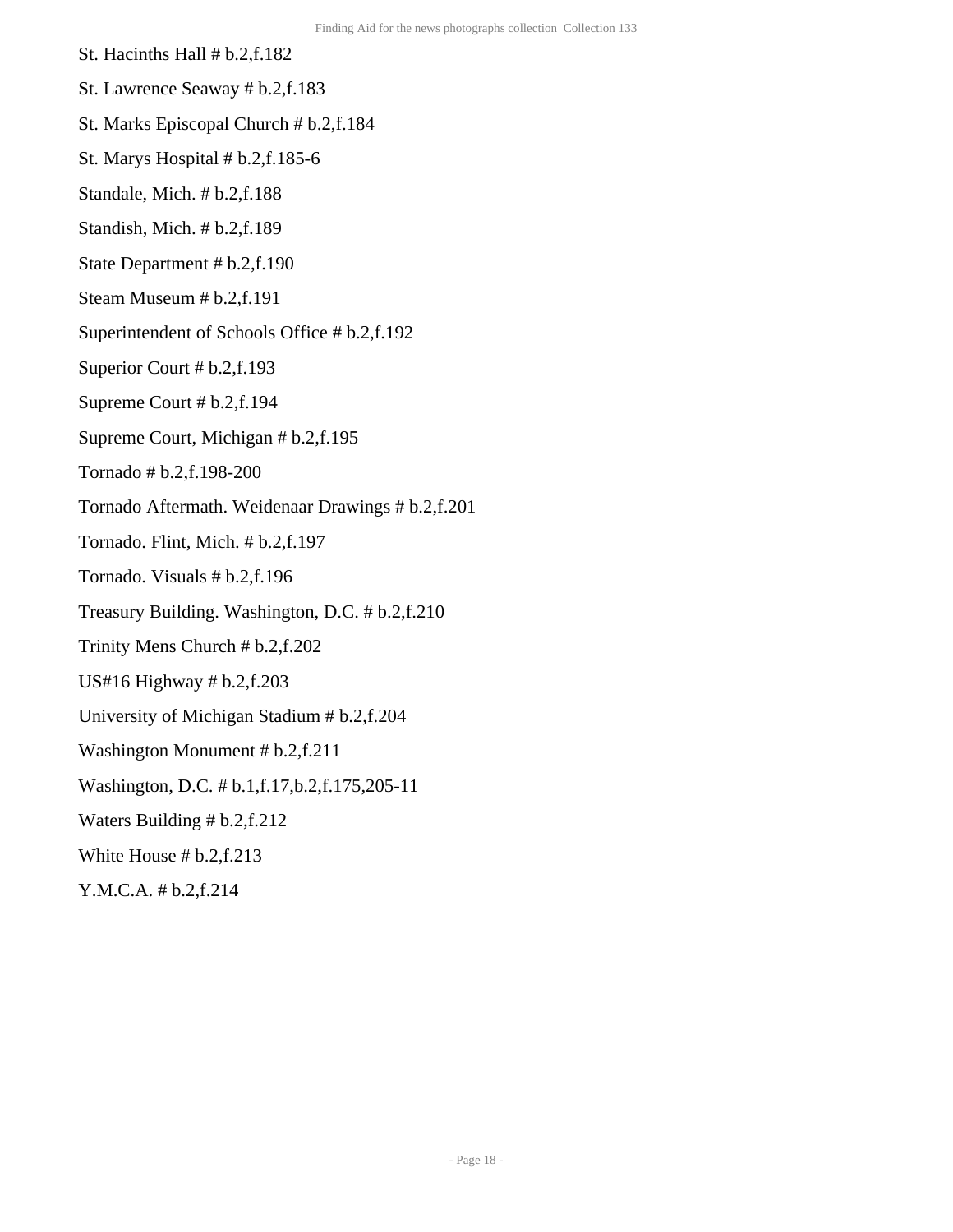St. Hacinths Hall # b.2,f.182

St. Lawrence Seaway # b.2,f.183

St. Marks Episcopal Church # b.2,f.184

St. Marys Hospital # b.2,f.185-6

Standale, Mich. # b.2,f.188

Standish, Mich. # b.2,f.189

State Department # b.2,f.190

Steam Museum # b.2,f.191

Superintendent of Schools Office # b.2,f.192

Superior Court # b.2,f.193

Supreme Court # b.2,f.194

Supreme Court, Michigan # b.2,f.195

Tornado # b.2,f.198-200

Tornado Aftermath. Weidenaar Drawings # b.2,f.201

Tornado. Flint, Mich. # b.2,f.197

Tornado. Visuals # b.2,f.196

Treasury Building. Washington, D.C. # b.2,f.210

Trinity Mens Church # b.2,f.202

US#16 Highway # b.2,f.203

University of Michigan Stadium # b.2,f.204

Washington Monument # b.2,f.211

Washington, D.C. # b.1,f.17,b.2,f.175,205-11

Waters Building # b.2,f.212

White House # b.2,f.213

Y.M.C.A. # b.2,f.214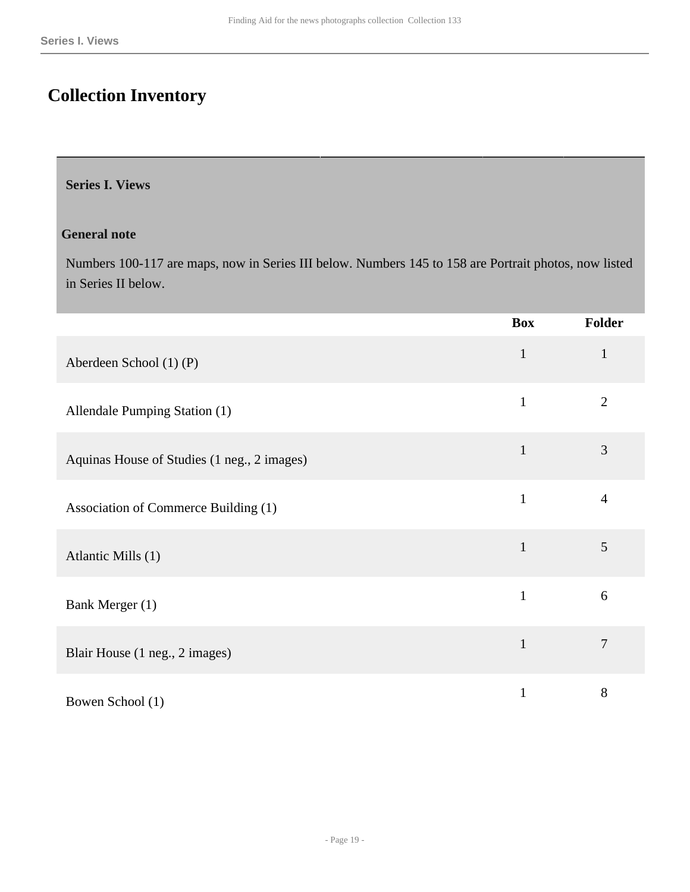# Collection Inventory

### Series I. Views

**General note**

Numbers 100-117 are maps, now in Series III below. Numbers 145 to 158 are Portrait photos, now listed in Series II below.

| | Box | Folder |
|---|---|---|
| Aberdeen School (1) (P) | 1 | 1 |
| Allendale Pumping Station (1) | 1 | 2 |
| Aquinas House of Studies (1 neg., 2 images) | 1 | 3 |
| Association of Commerce Building (1) | 1 | 4 |
| Atlantic Mills (1) | 1 | 5 |
| Bank Merger (1) | 1 | 6 |
| Blair House (1 neg., 2 images) | 1 | 7 |
| Bowen School (1) | 1 | 8 |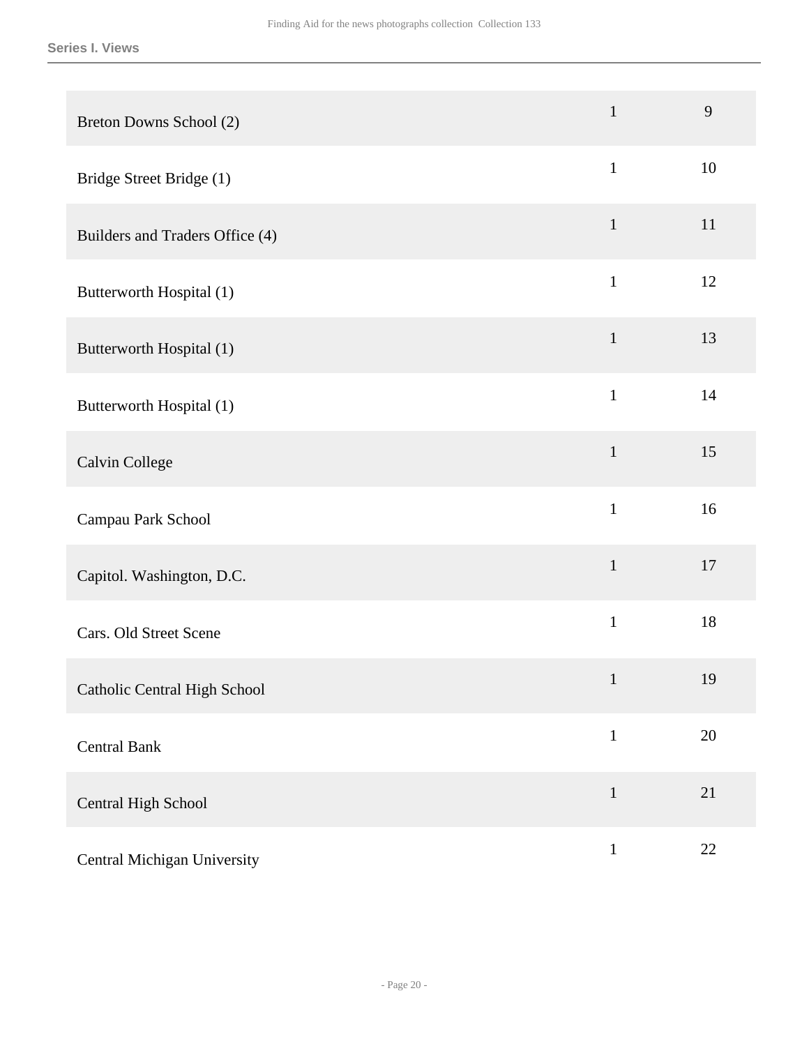| | | |
|---|---|---|
| Breton Downs School (2) | 1 | 9 |
| Bridge Street Bridge (1) | 1 | 10 |
| Builders and Traders Office (4) | 1 | 11 |
| Butterworth Hospital (1) | 1 | 12 |
| Butterworth Hospital (1) | 1 | 13 |
| Butterworth Hospital (1) | 1 | 14 |
| Calvin College | 1 | 15 |
| Campau Park School | 1 | 16 |
| Capitol. Washington, D.C. | 1 | 17 |
| Cars. Old Street Scene | 1 | 18 |
| Catholic Central High School | 1 | 19 |
| Central Bank | 1 | 20 |
| Central High School | 1 | 21 |
| Central Michigan University | 1 | 22 |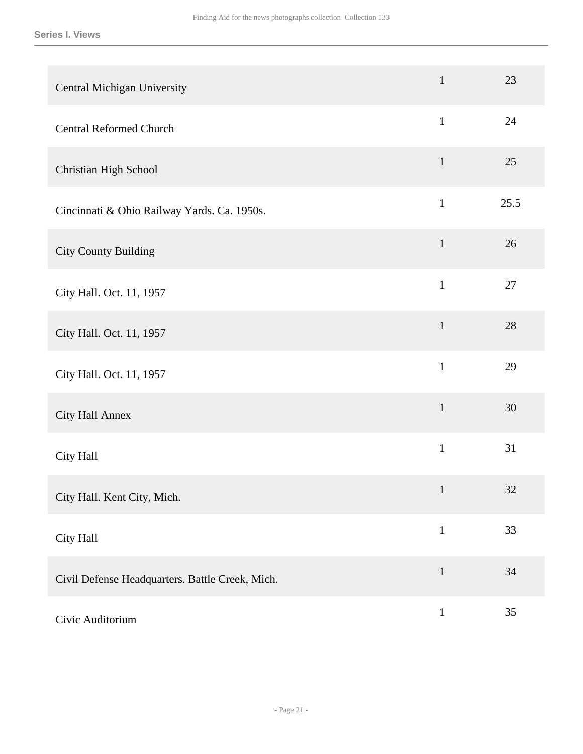| | | |
|---|---|---|
| Central Michigan University | 1 | 23 |
| Central Reformed Church | 1 | 24 |
| Christian High School | 1 | 25 |
| Cincinnati & Ohio Railway Yards. Ca. 1950s. | 1 | 25.5 |
| City County Building | 1 | 26 |
| City Hall. Oct. 11, 1957 | 1 | 27 |
| City Hall. Oct. 11, 1957 | 1 | 28 |
| City Hall. Oct. 11, 1957 | 1 | 29 |
| City Hall Annex | 1 | 30 |
| City Hall | 1 | 31 |
| City Hall. Kent City, Mich. | 1 | 32 |
| City Hall | 1 | 33 |
| Civil Defense Headquarters. Battle Creek, Mich. | 1 | 34 |
| Civic Auditorium | 1 | 35 |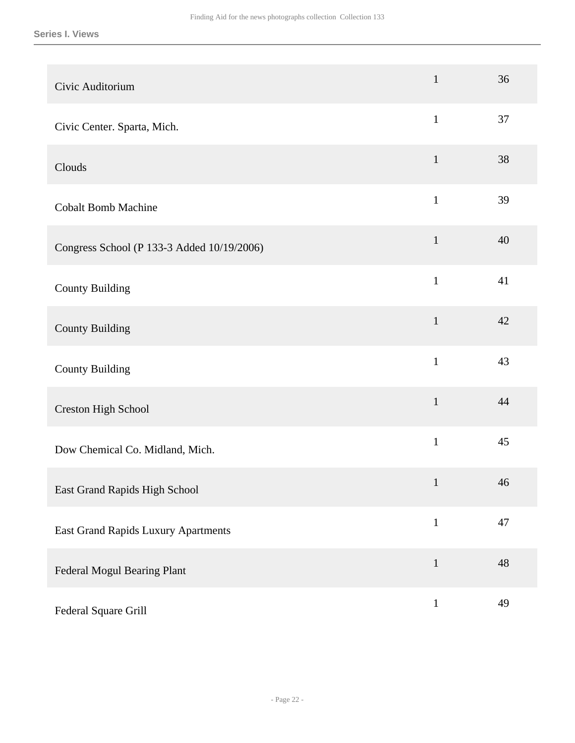## Series I. Views

| | | |
|---|---|---|
| Civic Auditorium | 1 | 36 |
| Civic Center. Sparta, Mich. | 1 | 37 |
| Clouds | 1 | 38 |
| Cobalt Bomb Machine | 1 | 39 |
| Congress School (P 133-3 Added 10/19/2006) | 1 | 40 |
| County Building | 1 | 41 |
| County Building | 1 | 42 |
| County Building | 1 | 43 |
| Creston High School | 1 | 44 |
| Dow Chemical Co. Midland, Mich. | 1 | 45 |
| East Grand Rapids High School | 1 | 46 |
| East Grand Rapids Luxury Apartments | 1 | 47 |
| Federal Mogul Bearing Plant | 1 | 48 |
| Federal Square Grill | 1 | 49 |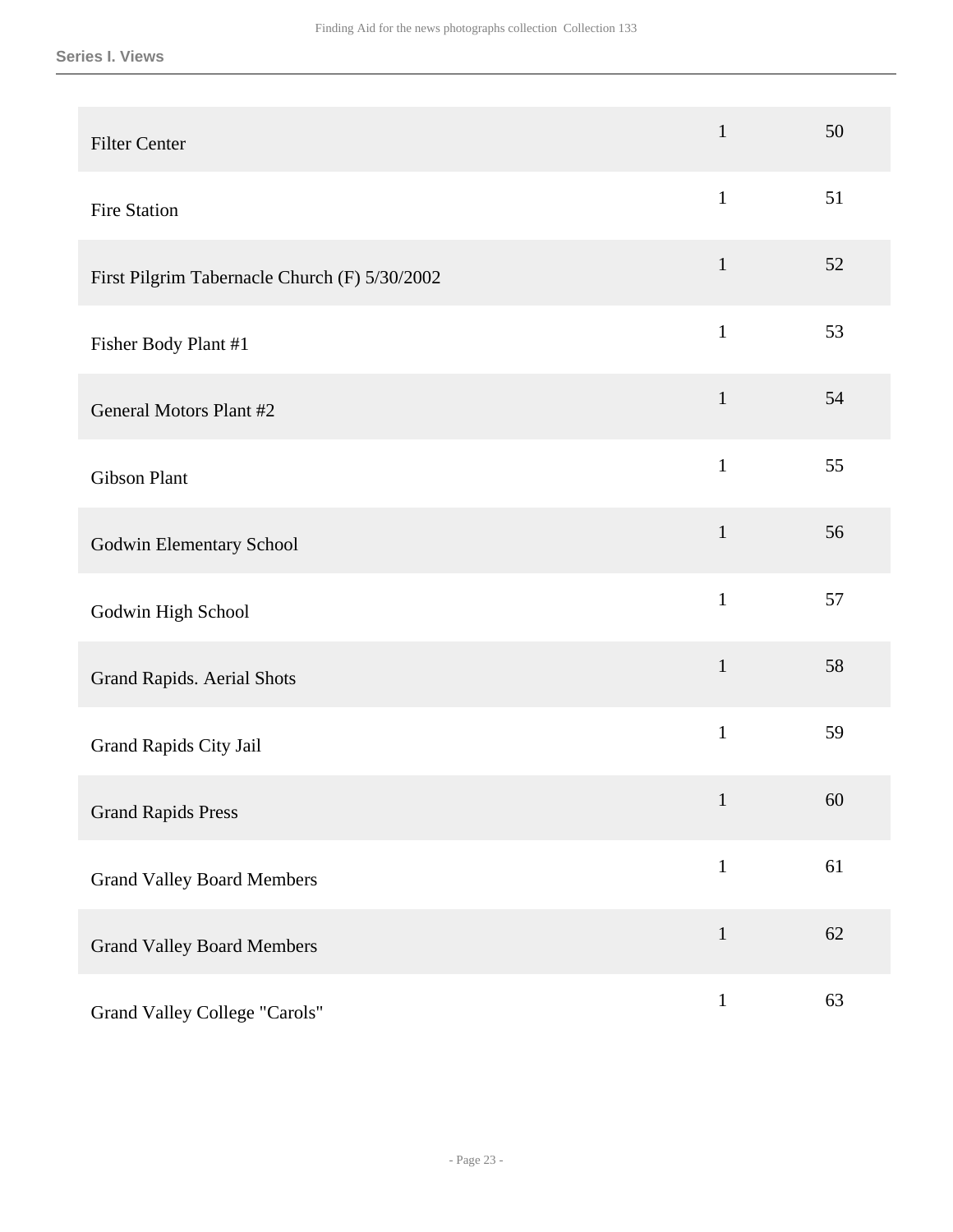| | | |
|---|---|---|
| Filter Center | 1 | 50 |
| Fire Station | 1 | 51 |
| First Pilgrim Tabernacle Church (F) 5/30/2002 | 1 | 52 |
| Fisher Body Plant #1 | 1 | 53 |
| General Motors Plant #2 | 1 | 54 |
| Gibson Plant | 1 | 55 |
| Godwin Elementary School | 1 | 56 |
| Godwin High School | 1 | 57 |
| Grand Rapids. Aerial Shots | 1 | 58 |
| Grand Rapids City Jail | 1 | 59 |
| Grand Rapids Press | 1 | 60 |
| Grand Valley Board Members | 1 | 61 |
| Grand Valley Board Members | 1 | 62 |
| Grand Valley College "Carols" | 1 | 63 |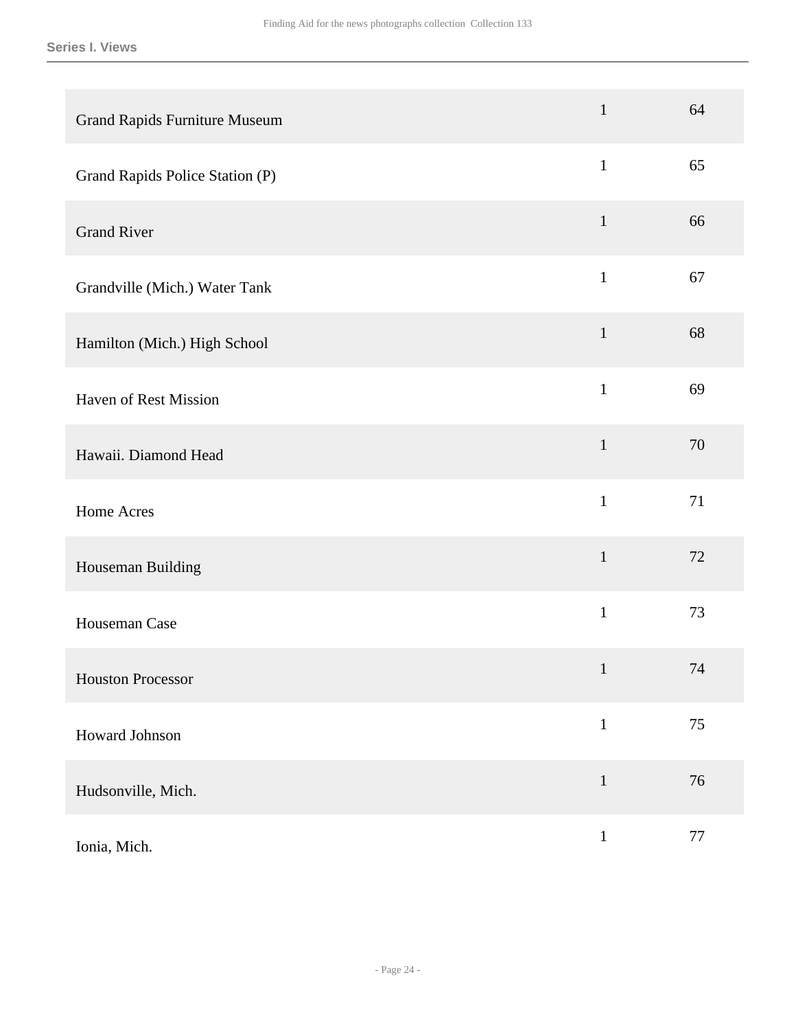| | | |
|---|---|---|
| Grand Rapids Furniture Museum | 1 | 64 |
| Grand Rapids Police Station (P) | 1 | 65 |
| Grand River | 1 | 66 |
| Grandville (Mich.) Water Tank | 1 | 67 |
| Hamilton (Mich.) High School | 1 | 68 |
| Haven of Rest Mission | 1 | 69 |
| Hawaii. Diamond Head | 1 | 70 |
| Home Acres | 1 | 71 |
| Houseman Building | 1 | 72 |
| Houseman Case | 1 | 73 |
| Houston Processor | 1 | 74 |
| Howard Johnson | 1 | 75 |
| Hudsonville, Mich. | 1 | 76 |
| Ionia, Mich. | 1 | 77 |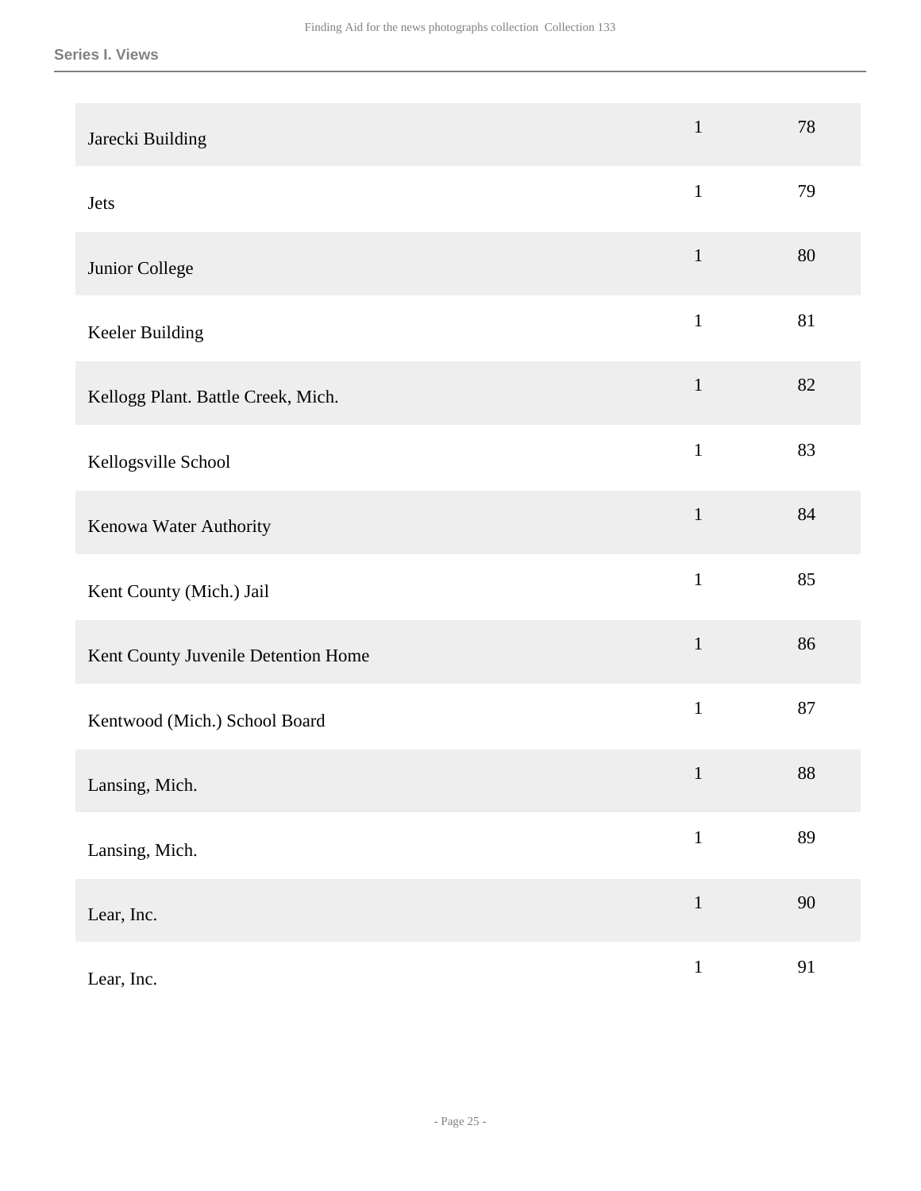## Series I. Views

| | | |
|---|---|---|
| Jarecki Building | 1 | 78 |
| Jets | 1 | 79 |
| Junior College | 1 | 80 |
| Keeler Building | 1 | 81 |
| Kellogg Plant. Battle Creek, Mich. | 1 | 82 |
| Kellogsville School | 1 | 83 |
| Kenowa Water Authority | 1 | 84 |
| Kent County (Mich.) Jail | 1 | 85 |
| Kent County Juvenile Detention Home | 1 | 86 |
| Kentwood (Mich.) School Board | 1 | 87 |
| Lansing, Mich. | 1 | 88 |
| Lansing, Mich. | 1 | 89 |
| Lear, Inc. | 1 | 90 |
| Lear, Inc. | 1 | 91 |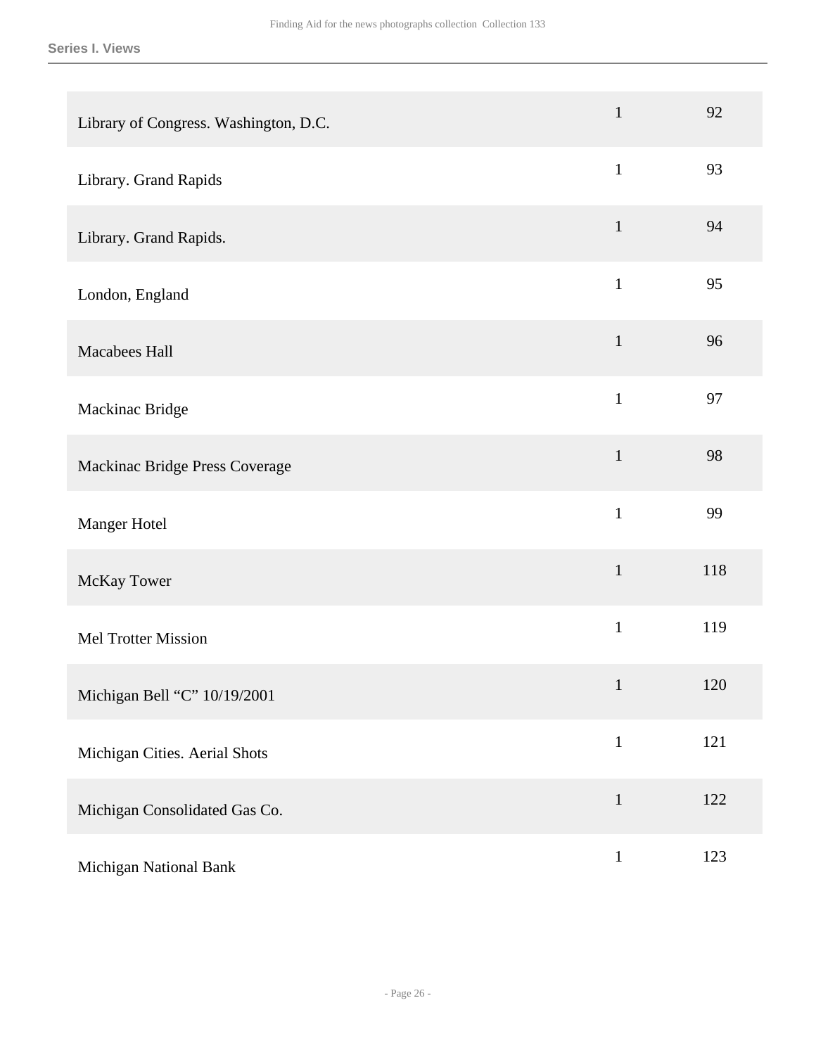| | | |
|---|---|---|
| Library of Congress. Washington, D.C. | 1 | 92 |
| Library. Grand Rapids | 1 | 93 |
| Library. Grand Rapids. | 1 | 94 |
| London, England | 1 | 95 |
| Macabees Hall | 1 | 96 |
| Mackinac Bridge | 1 | 97 |
| Mackinac Bridge Press Coverage | 1 | 98 |
| Manger Hotel | 1 | 99 |
| McKay Tower | 1 | 118 |
| Mel Trotter Mission | 1 | 119 |
| Michigan Bell “C” 10/19/2001 | 1 | 120 |
| Michigan Cities. Aerial Shots | 1 | 121 |
| Michigan Consolidated Gas Co. | 1 | 122 |
| Michigan National Bank | 1 | 123 |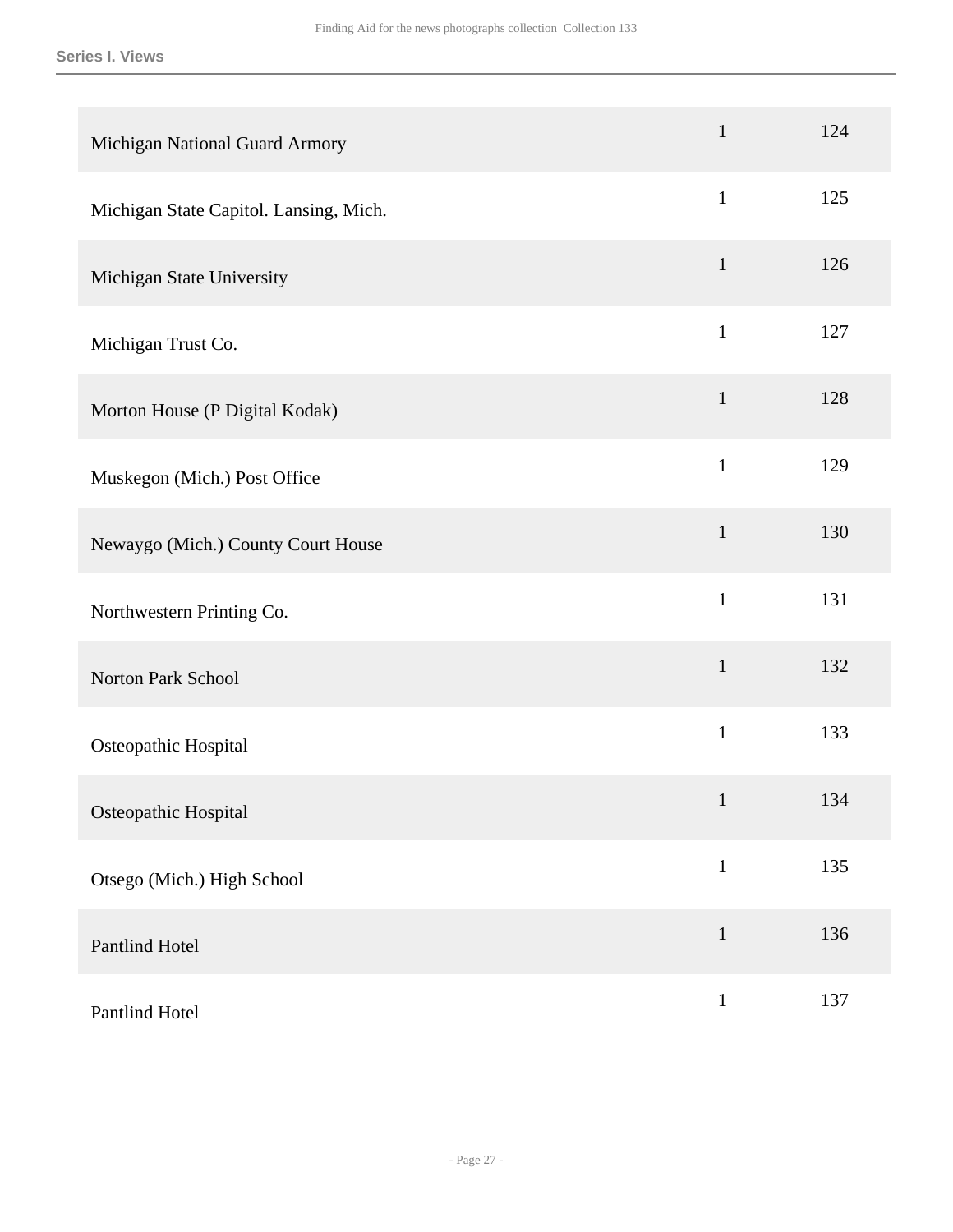| | | |
|---|---|---|
| Michigan National Guard Armory | 1 | 124 |
| Michigan State Capitol. Lansing, Mich. | 1 | 125 |
| Michigan State University | 1 | 126 |
| Michigan Trust Co. | 1 | 127 |
| Morton House (P Digital Kodak) | 1 | 128 |
| Muskegon (Mich.) Post Office | 1 | 129 |
| Newaygo (Mich.) County Court House | 1 | 130 |
| Northwestern Printing Co. | 1 | 131 |
| Norton Park School | 1 | 132 |
| Osteopathic Hospital | 1 | 133 |
| Osteopathic Hospital | 1 | 134 |
| Otsego (Mich.) High School | 1 | 135 |
| Pantlind Hotel | 1 | 136 |
| Pantlind Hotel | 1 | 137 |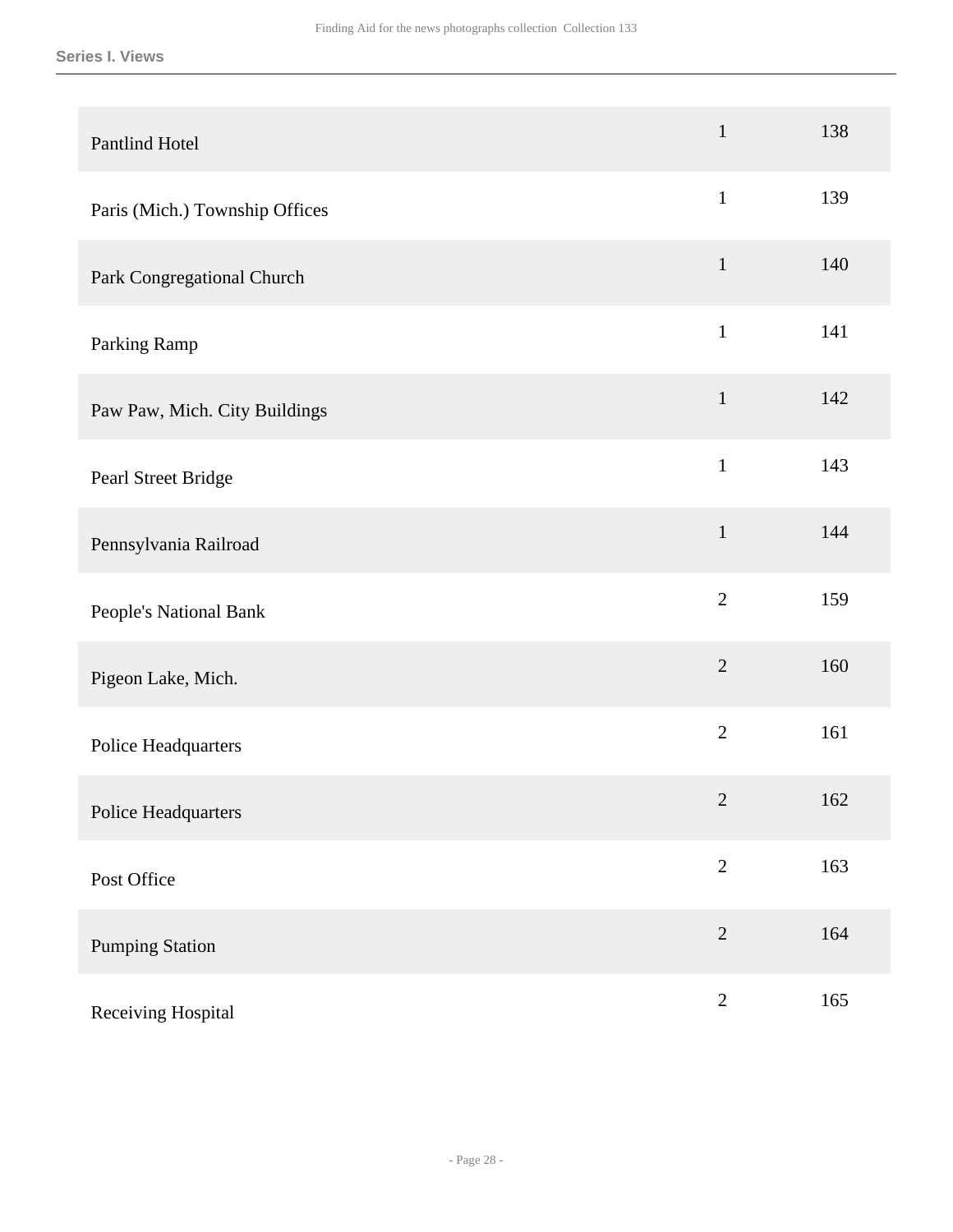| | | |
|---|---|---|
| Pantlind Hotel | 1 | 138 |
| Paris (Mich.) Township Offices | 1 | 139 |
| Park Congregational Church | 1 | 140 |
| Parking Ramp | 1 | 141 |
| Paw Paw, Mich. City Buildings | 1 | 142 |
| Pearl Street Bridge | 1 | 143 |
| Pennsylvania Railroad | 1 | 144 |
| People's National Bank | 2 | 159 |
| Pigeon Lake, Mich. | 2 | 160 |
| Police Headquarters | 2 | 161 |
| Police Headquarters | 2 | 162 |
| Post Office | 2 | 163 |
| Pumping Station | 2 | 164 |
| Receiving Hospital | 2 | 165 |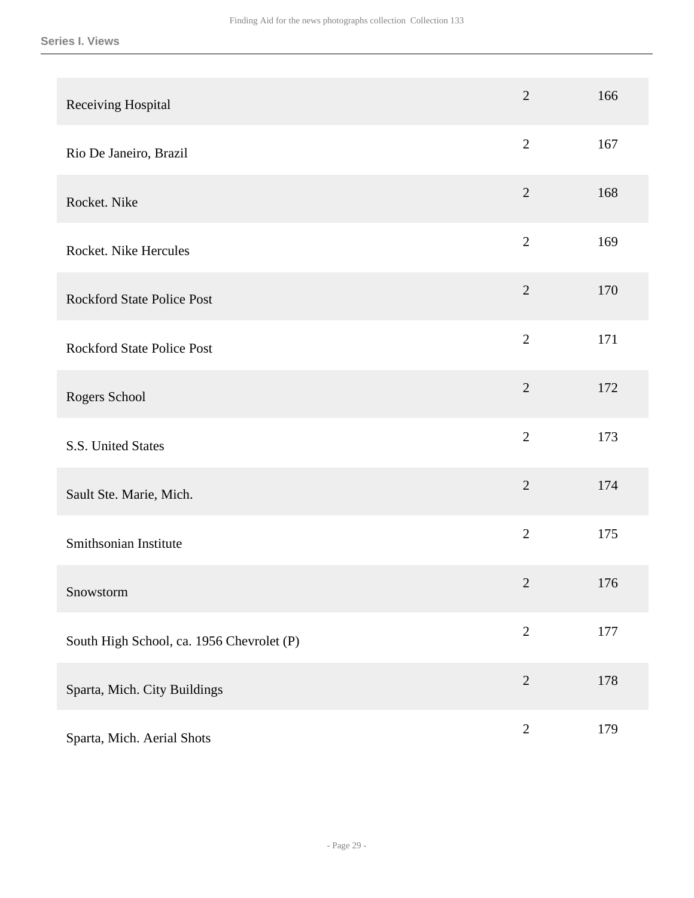| | | |
|---|---|---|
| Receiving Hospital | 2 | 166 |
| Rio De Janeiro, Brazil | 2 | 167 |
| Rocket. Nike | 2 | 168 |
| Rocket. Nike Hercules | 2 | 169 |
| Rockford State Police Post | 2 | 170 |
| Rockford State Police Post | 2 | 171 |
| Rogers School | 2 | 172 |
| S.S. United States | 2 | 173 |
| Sault Ste. Marie, Mich. | 2 | 174 |
| Smithsonian Institute | 2 | 175 |
| Snowstorm | 2 | 176 |
| South High School, ca. 1956 Chevrolet (P) | 2 | 177 |
| Sparta, Mich. City Buildings | 2 | 178 |
| Sparta, Mich. Aerial Shots | 2 | 179 |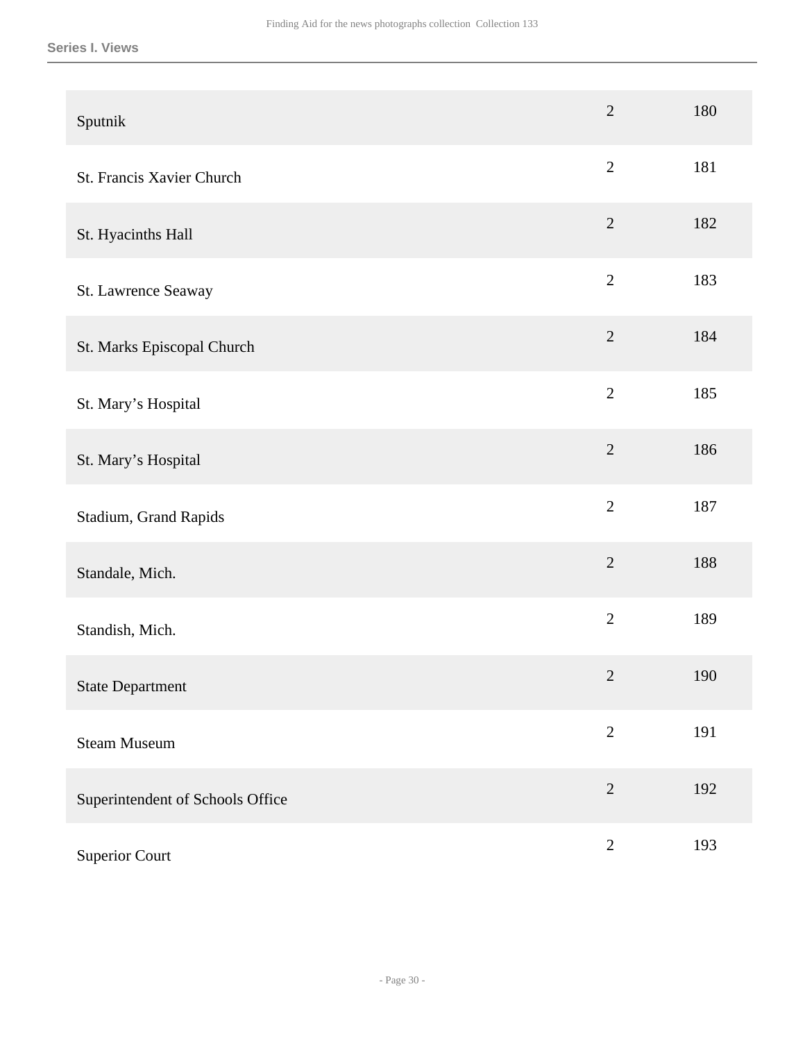| | | |
|---|---|---|
| Sputnik | 2 | 180 |
| St. Francis Xavier Church | 2 | 181 |
| St. Hyacinths Hall | 2 | 182 |
| St. Lawrence Seaway | 2 | 183 |
| St. Marks Episcopal Church | 2 | 184 |
| St. Mary’s Hospital | 2 | 185 |
| St. Mary’s Hospital | 2 | 186 |
| Stadium, Grand Rapids | 2 | 187 |
| Standale, Mich. | 2 | 188 |
| Standish, Mich. | 2 | 189 |
| State Department | 2 | 190 |
| Steam Museum | 2 | 191 |
| Superintendent of Schools Office | 2 | 192 |
| Superior Court | 2 | 193 |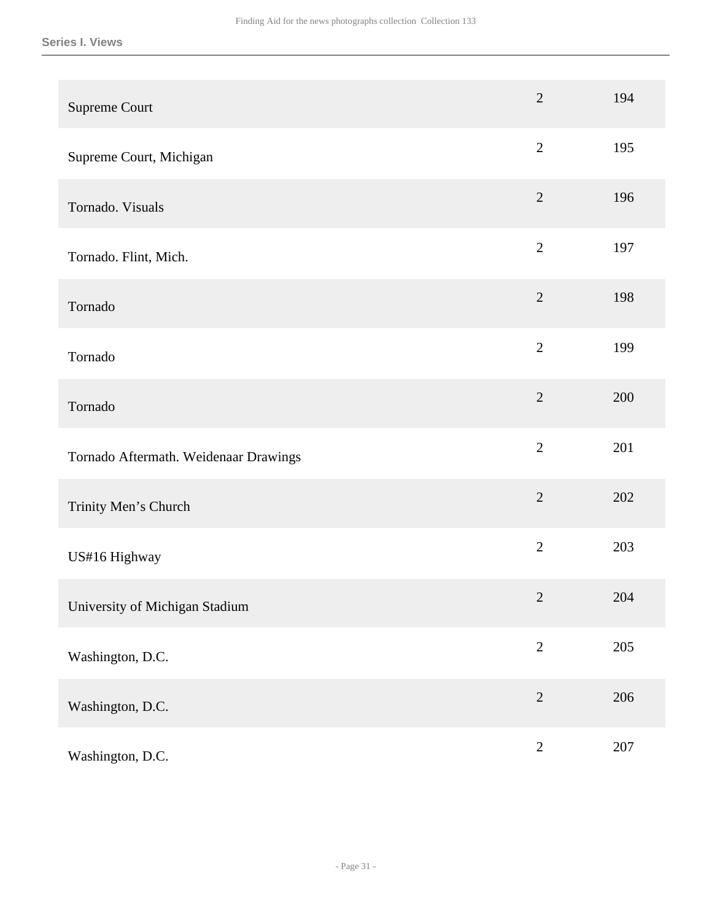| | | |
|---|---|---|
| Supreme Court | 2 | 194 |
| Supreme Court, Michigan | 2 | 195 |
| Tornado. Visuals | 2 | 196 |
| Tornado. Flint, Mich. | 2 | 197 |
| Tornado | 2 | 198 |
| Tornado | 2 | 199 |
| Tornado | 2 | 200 |
| Tornado Aftermath. Weidenaar Drawings | 2 | 201 |
| Trinity Men's Church | 2 | 202 |
| US#16 Highway | 2 | 203 |
| University of Michigan Stadium | 2 | 204 |
| Washington, D.C. | 2 | 205 |
| Washington, D.C. | 2 | 206 |
| Washington, D.C. | 2 | 207 |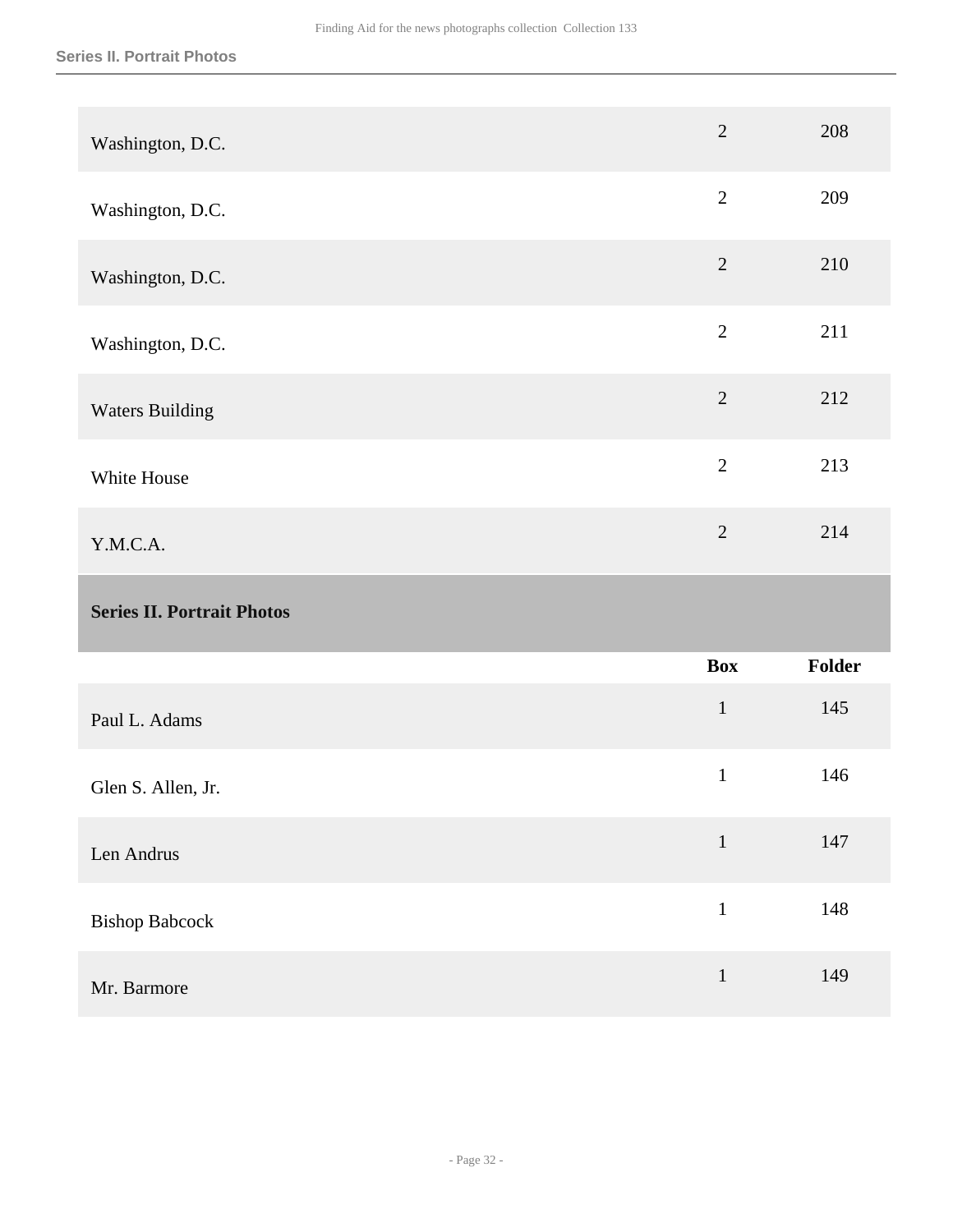| | | |
|---|---|---|
| Washington, D.C. | 2 | 208 |
| Washington, D.C. | 2 | 209 |
| Washington, D.C. | 2 | 210 |
| Washington, D.C. | 2 | 211 |
| Waters Building | 2 | 212 |
| White House | 2 | 213 |
| Y.M.C.A. | 2 | 214 |

## Series II. Portrait Photos

| | Box | Folder |
|---|---|---|
| Paul L. Adams | 1 | 145 |
| Glen S. Allen, Jr. | 1 | 146 |
| Len Andrus | 1 | 147 |
| Bishop Babcock | 1 | 148 |
| Mr. Barmore | 1 | 149 |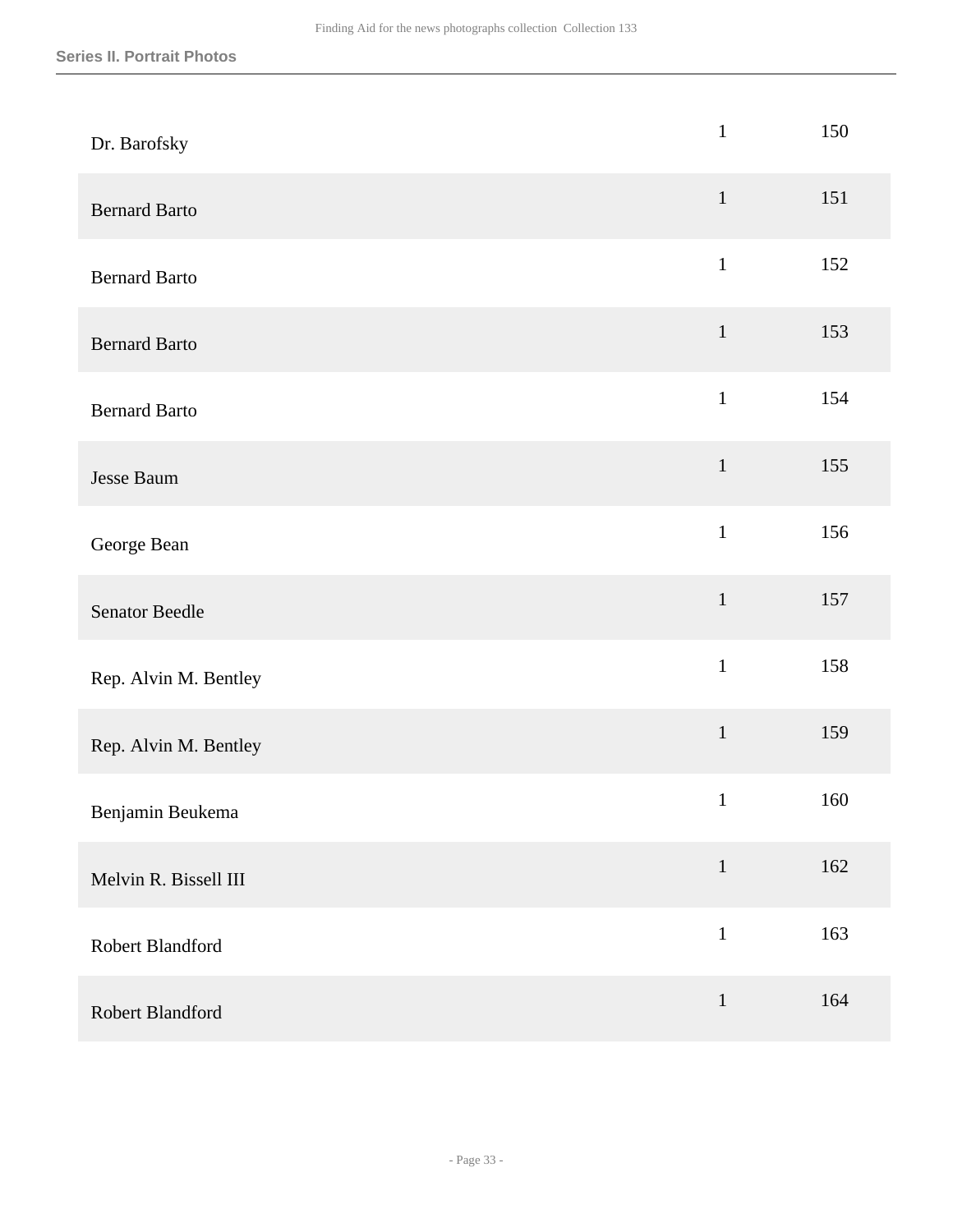| | | |
|---|---|---|
| Dr. Barofsky | 1 | 150 |
| Bernard Barto | 1 | 151 |
| Bernard Barto | 1 | 152 |
| Bernard Barto | 1 | 153 |
| Bernard Barto | 1 | 154 |
| Jesse Baum | 1 | 155 |
| George Bean | 1 | 156 |
| Senator Beedle | 1 | 157 |
| Rep. Alvin M. Bentley | 1 | 158 |
| Rep. Alvin M. Bentley | 1 | 159 |
| Benjamin Beukema | 1 | 160 |
| Melvin R. Bissell III | 1 | 162 |
| Robert Blandford | 1 | 163 |
| Robert Blandford | 1 | 164 |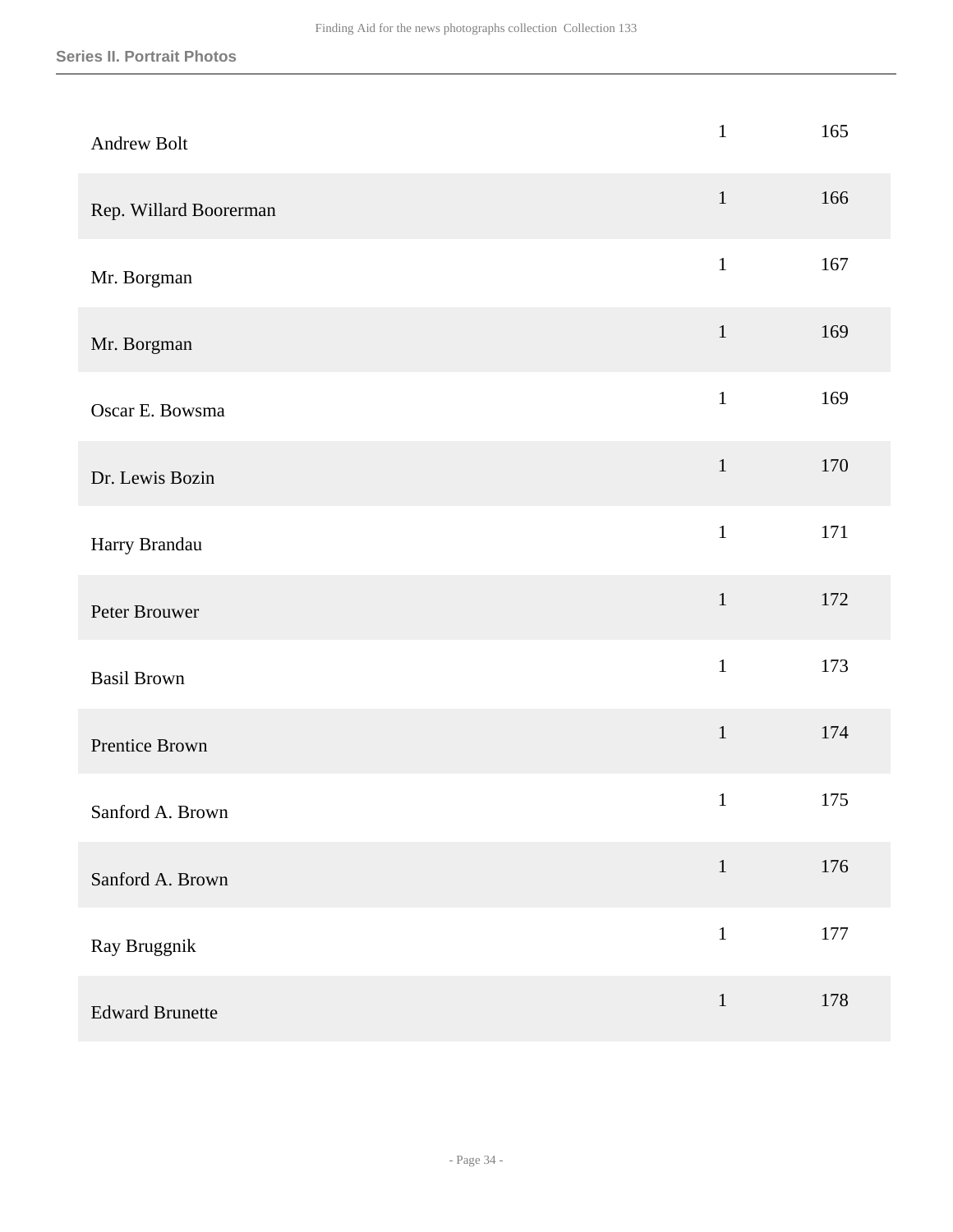## Series II. Portrait Photos

| | | |
|---|---|---|
| Andrew Bolt | 1 | 165 |
| Rep. Willard Boorerman | 1 | 166 |
| Mr. Borgman | 1 | 167 |
| Mr. Borgman | 1 | 169 |
| Oscar E. Bowsma | 1 | 169 |
| Dr. Lewis Bozin | 1 | 170 |
| Harry Brandau | 1 | 171 |
| Peter Brouwer | 1 | 172 |
| Basil Brown | 1 | 173 |
| Prentice Brown | 1 | 174 |
| Sanford A. Brown | 1 | 175 |
| Sanford A. Brown | 1 | 176 |
| Ray Bruggnik | 1 | 177 |
| Edward Brunette | 1 | 178 |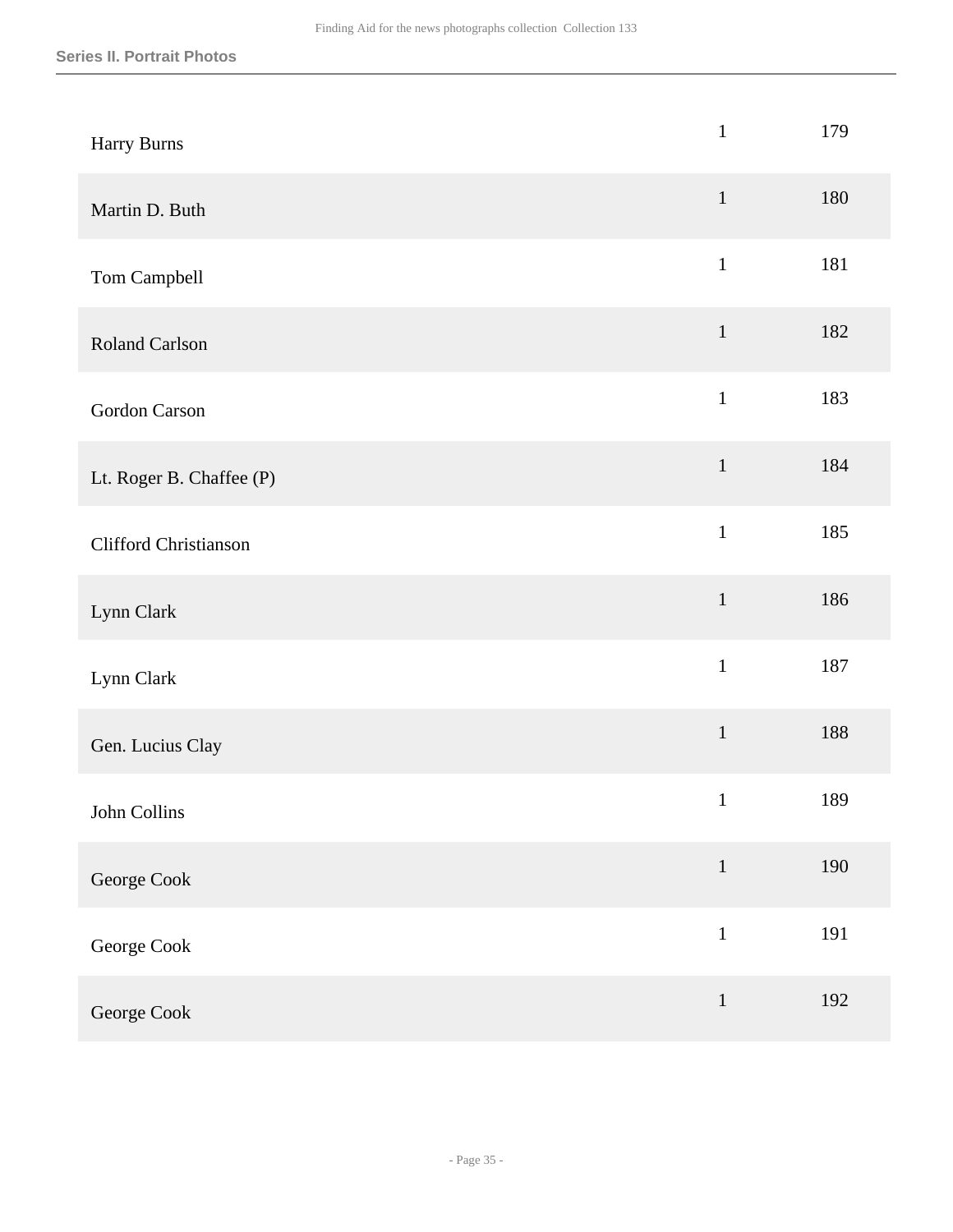| | | |
|---|---|---|
| Harry Burns | 1 | 179 |
| Martin D. Buth | 1 | 180 |
| Tom Campbell | 1 | 181 |
| Roland Carlson | 1 | 182 |
| Gordon Carson | 1 | 183 |
| Lt. Roger B. Chaffee (P) | 1 | 184 |
| Clifford Christianson | 1 | 185 |
| Lynn Clark | 1 | 186 |
| Lynn Clark | 1 | 187 |
| Gen. Lucius Clay | 1 | 188 |
| John Collins | 1 | 189 |
| George Cook | 1 | 190 |
| George Cook | 1 | 191 |
| George Cook | 1 | 192 |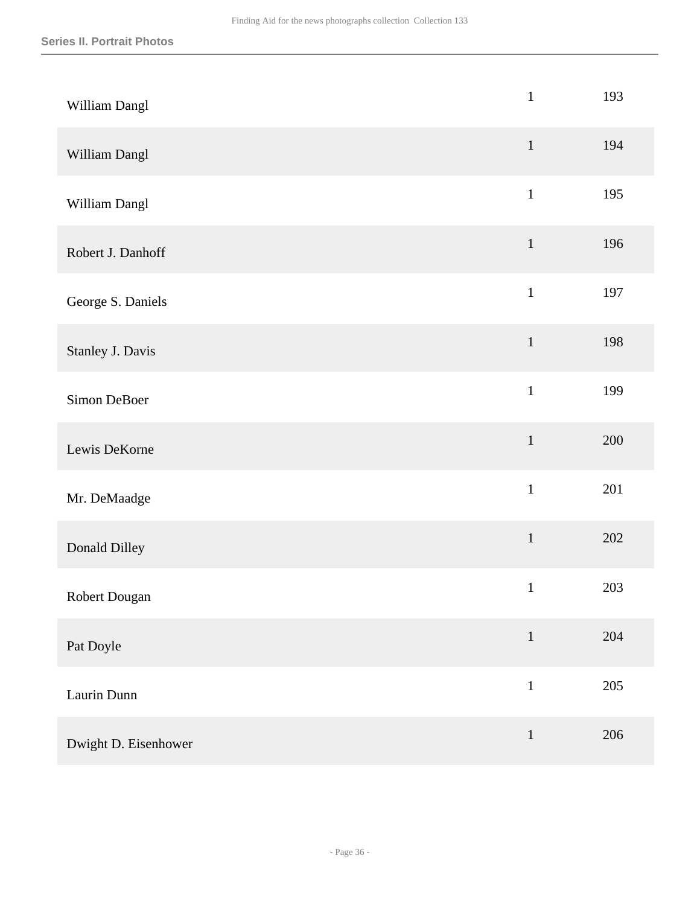| | | |
|---|---|---|
| William Dangl | 1 | 193 |
| William Dangl | 1 | 194 |
| William Dangl | 1 | 195 |
| Robert J. Danhoff | 1 | 196 |
| George S. Daniels | 1 | 197 |
| Stanley J. Davis | 1 | 198 |
| Simon DeBoer | 1 | 199 |
| Lewis DeKorne | 1 | 200 |
| Mr. DeMaadge | 1 | 201 |
| Donald Dilley | 1 | 202 |
| Robert Dougan | 1 | 203 |
| Pat Doyle | 1 | 204 |
| Laurin Dunn | 1 | 205 |
| Dwight D. Eisenhower | 1 | 206 |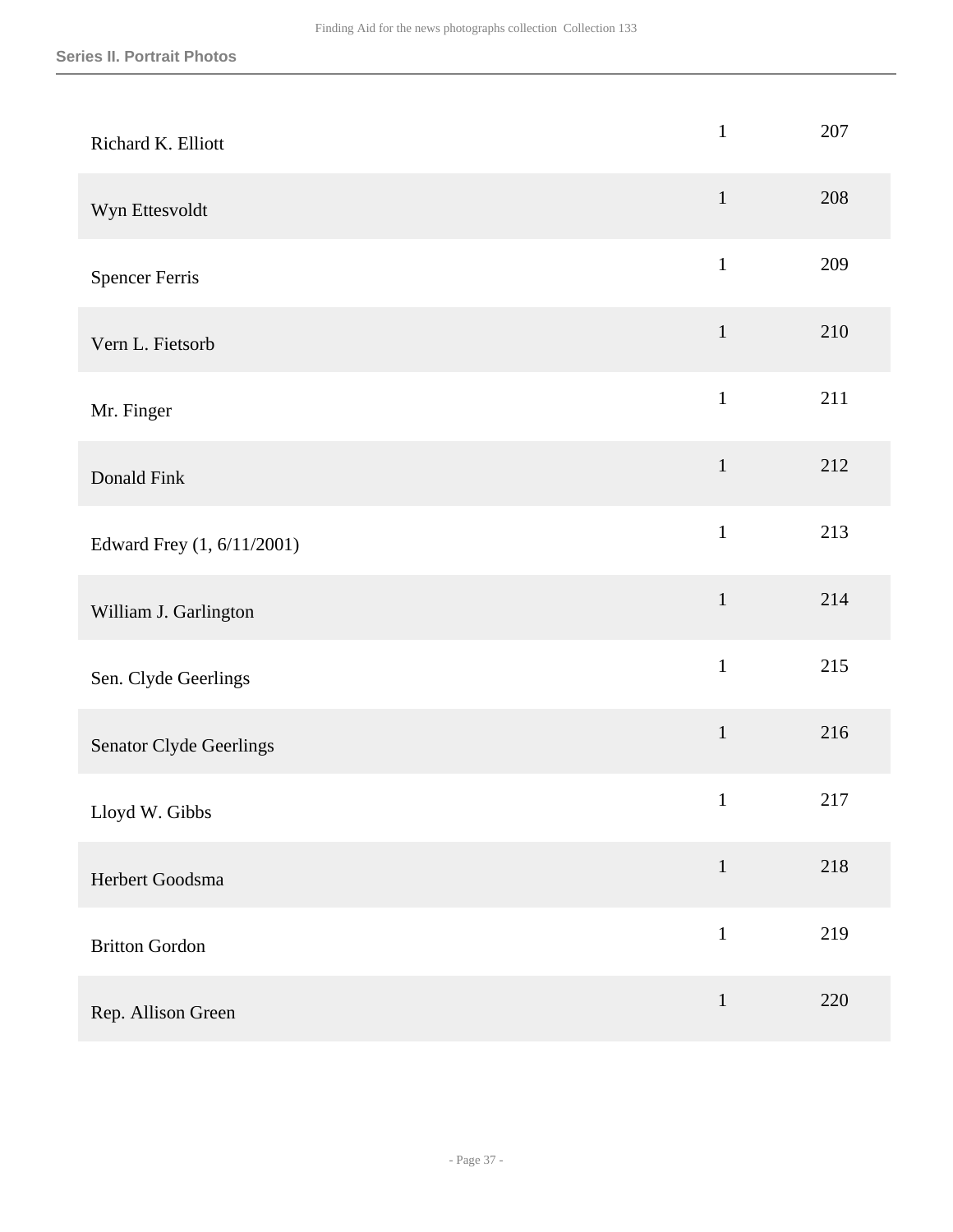| | | |
|---|---|---|
| Richard K. Elliott | 1 | 207 |
| Wyn Ettesvoldt | 1 | 208 |
| Spencer Ferris | 1 | 209 |
| Vern L. Fietsorb | 1 | 210 |
| Mr. Finger | 1 | 211 |
| Donald Fink | 1 | 212 |
| Edward Frey (1, 6/11/2001) | 1 | 213 |
| William J. Garlington | 1 | 214 |
| Sen. Clyde Geerlings | 1 | 215 |
| Senator Clyde Geerlings | 1 | 216 |
| Lloyd W. Gibbs | 1 | 217 |
| Herbert Goodsma | 1 | 218 |
| Britton Gordon | 1 | 219 |
| Rep. Allison Green | 1 | 220 |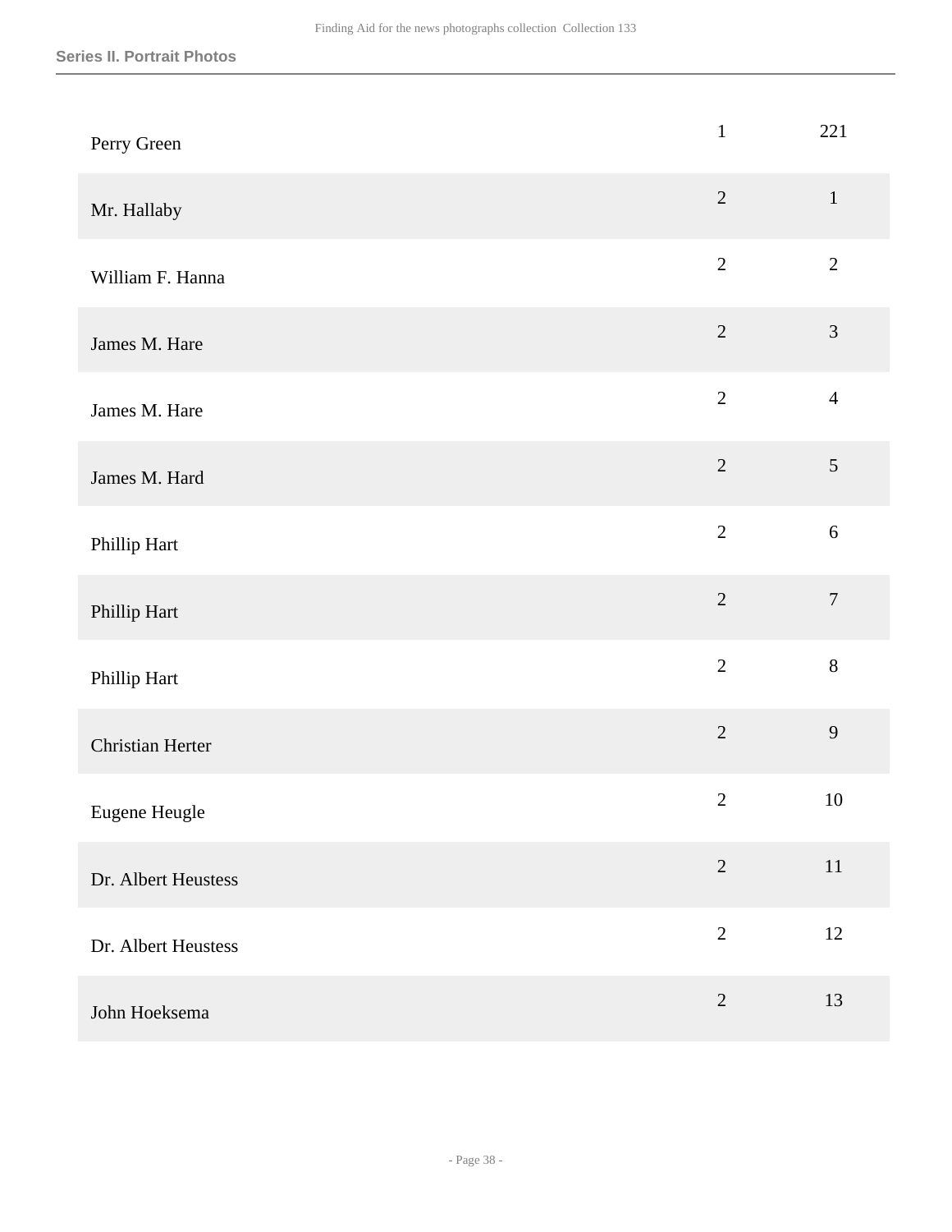| | | |
|---|---|---|
| Perry Green | 1 | 221 |
| Mr. Hallaby | 2 | 1 |
| William F. Hanna | 2 | 2 |
| James M. Hare | 2 | 3 |
| James M. Hare | 2 | 4 |
| James M. Hard | 2 | 5 |
| Phillip Hart | 2 | 6 |
| Phillip Hart | 2 | 7 |
| Phillip Hart | 2 | 8 |
| Christian Herter | 2 | 9 |
| Eugene Heugle | 2 | 10 |
| Dr. Albert Heustess | 2 | 11 |
| Dr. Albert Heustess | 2 | 12 |
| John Hoeksema | 2 | 13 |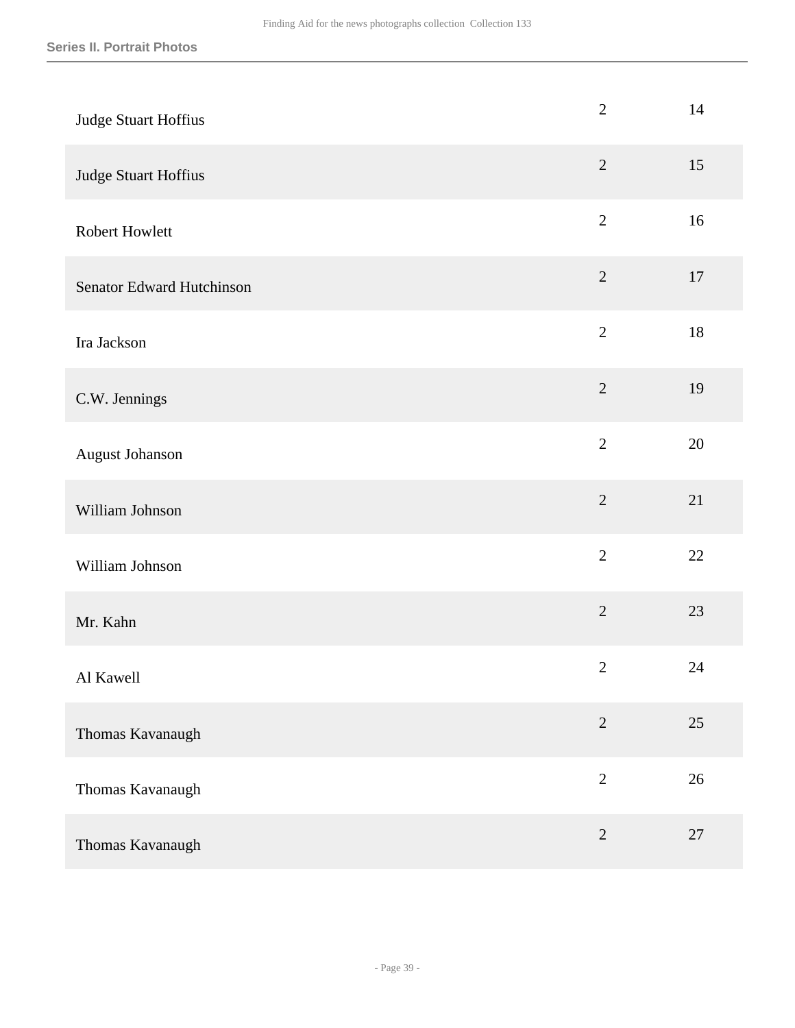| | | |
|---|---|---|
| Judge Stuart Hoffius | 2 | 14 |
| Judge Stuart Hoffius | 2 | 15 |
| Robert Howlett | 2 | 16 |
| Senator Edward Hutchinson | 2 | 17 |
| Ira Jackson | 2 | 18 |
| C.W. Jennings | 2 | 19 |
| August Johanson | 2 | 20 |
| William Johnson | 2 | 21 |
| William Johnson | 2 | 22 |
| Mr. Kahn | 2 | 23 |
| Al Kawell | 2 | 24 |
| Thomas Kavanaugh | 2 | 25 |
| Thomas Kavanaugh | 2 | 26 |
| Thomas Kavanaugh | 2 | 27 |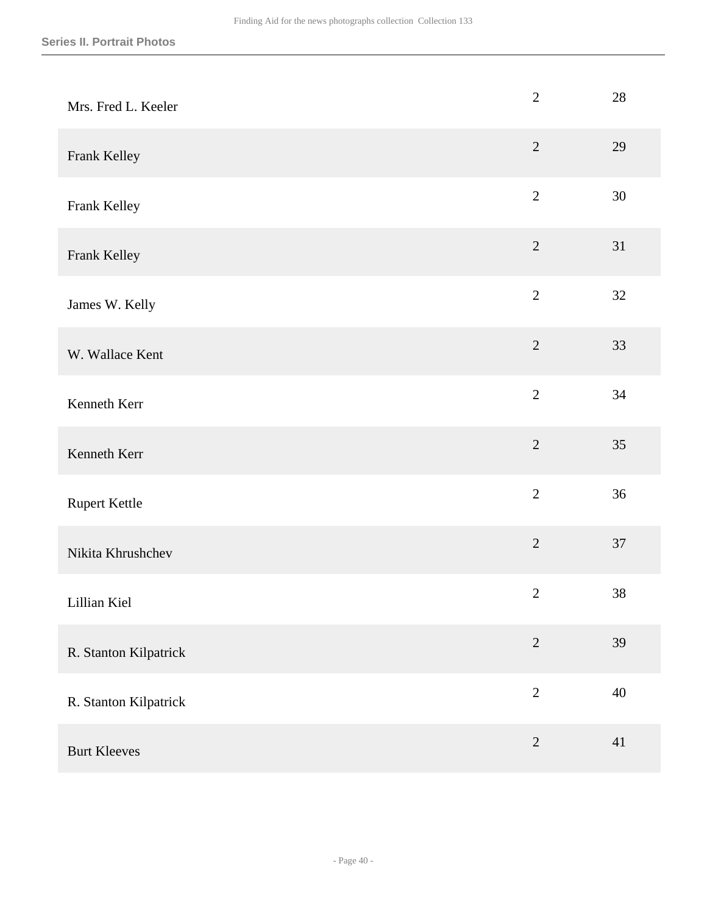| | | |
|---|---|---|
| Mrs. Fred L. Keeler | 2 | 28 |
| Frank Kelley | 2 | 29 |
| Frank Kelley | 2 | 30 |
| Frank Kelley | 2 | 31 |
| James W. Kelly | 2 | 32 |
| W. Wallace Kent | 2 | 33 |
| Kenneth Kerr | 2 | 34 |
| Kenneth Kerr | 2 | 35 |
| Rupert Kettle | 2 | 36 |
| Nikita Khrushchev | 2 | 37 |
| Lillian Kiel | 2 | 38 |
| R. Stanton Kilpatrick | 2 | 39 |
| R. Stanton Kilpatrick | 2 | 40 |
| Burt Kleeves | 2 | 41 |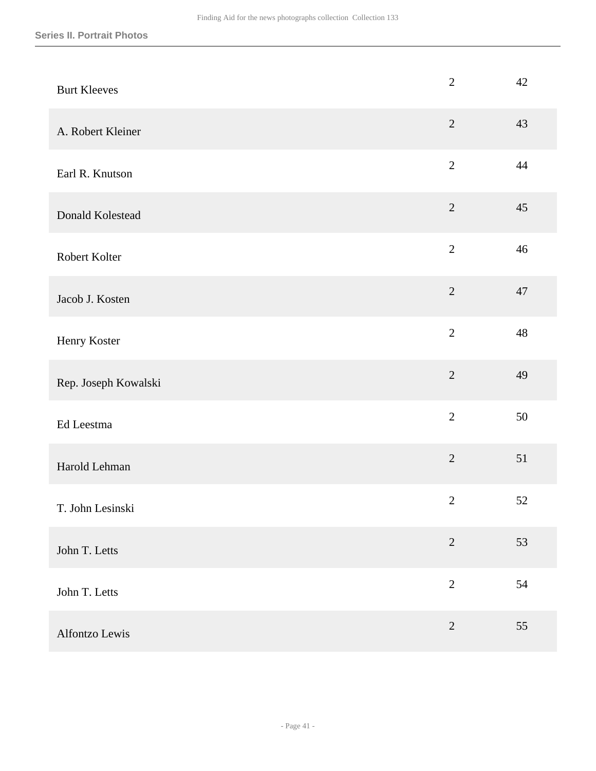| | | |
|---|---|---|
| Burt Kleeves | 2 | 42 |
| A. Robert Kleiner | 2 | 43 |
| Earl R. Knutson | 2 | 44 |
| Donald Kolestead | 2 | 45 |
| Robert Kolter | 2 | 46 |
| Jacob J. Kosten | 2 | 47 |
| Henry Koster | 2 | 48 |
| Rep. Joseph Kowalski | 2 | 49 |
| Ed Leestma | 2 | 50 |
| Harold Lehman | 2 | 51 |
| T. John Lesinski | 2 | 52 |
| John T. Letts | 2 | 53 |
| John T. Letts | 2 | 54 |
| Alfontzo Lewis | 2 | 55 |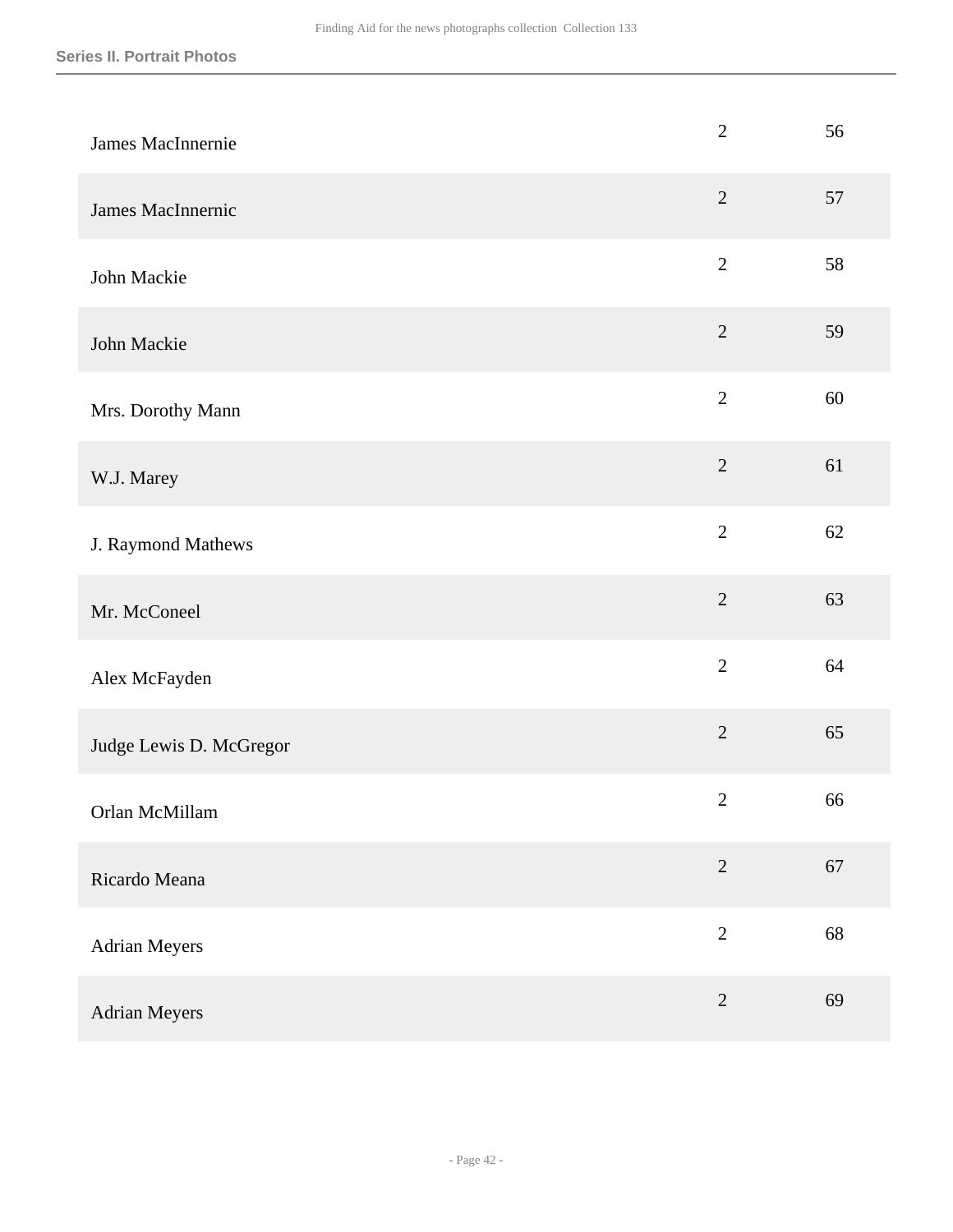| | | |
|---|---|---|
| James MacInnernie | 2 | 56 |
| James MacInnernic | 2 | 57 |
| John Mackie | 2 | 58 |
| John Mackie | 2 | 59 |
| Mrs. Dorothy Mann | 2 | 60 |
| W.J. Marey | 2 | 61 |
| J. Raymond Mathews | 2 | 62 |
| Mr. McConeel | 2 | 63 |
| Alex McFayden | 2 | 64 |
| Judge Lewis D. McGregor | 2 | 65 |
| Orlan McMillam | 2 | 66 |
| Ricardo Meana | 2 | 67 |
| Adrian Meyers | 2 | 68 |
| Adrian Meyers | 2 | 69 |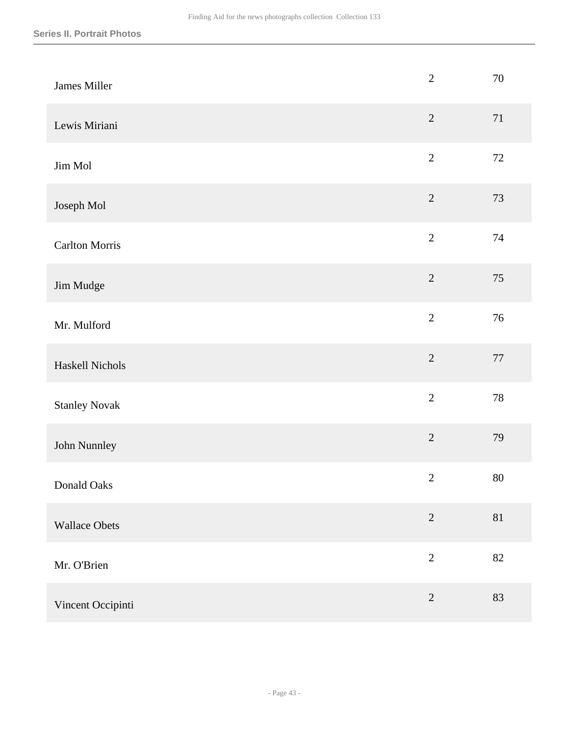| | | |
|---|---|---|
| James Miller | 2 | 70 |
| Lewis Miriani | 2 | 71 |
| Jim Mol | 2 | 72 |
| Joseph Mol | 2 | 73 |
| Carlton Morris | 2 | 74 |
| Jim Mudge | 2 | 75 |
| Mr. Mulford | 2 | 76 |
| Haskell Nichols | 2 | 77 |
| Stanley Novak | 2 | 78 |
| John Nunnley | 2 | 79 |
| Donald Oaks | 2 | 80 |
| Wallace Obets | 2 | 81 |
| Mr. O'Brien | 2 | 82 |
| Vincent Occipinti | 2 | 83 |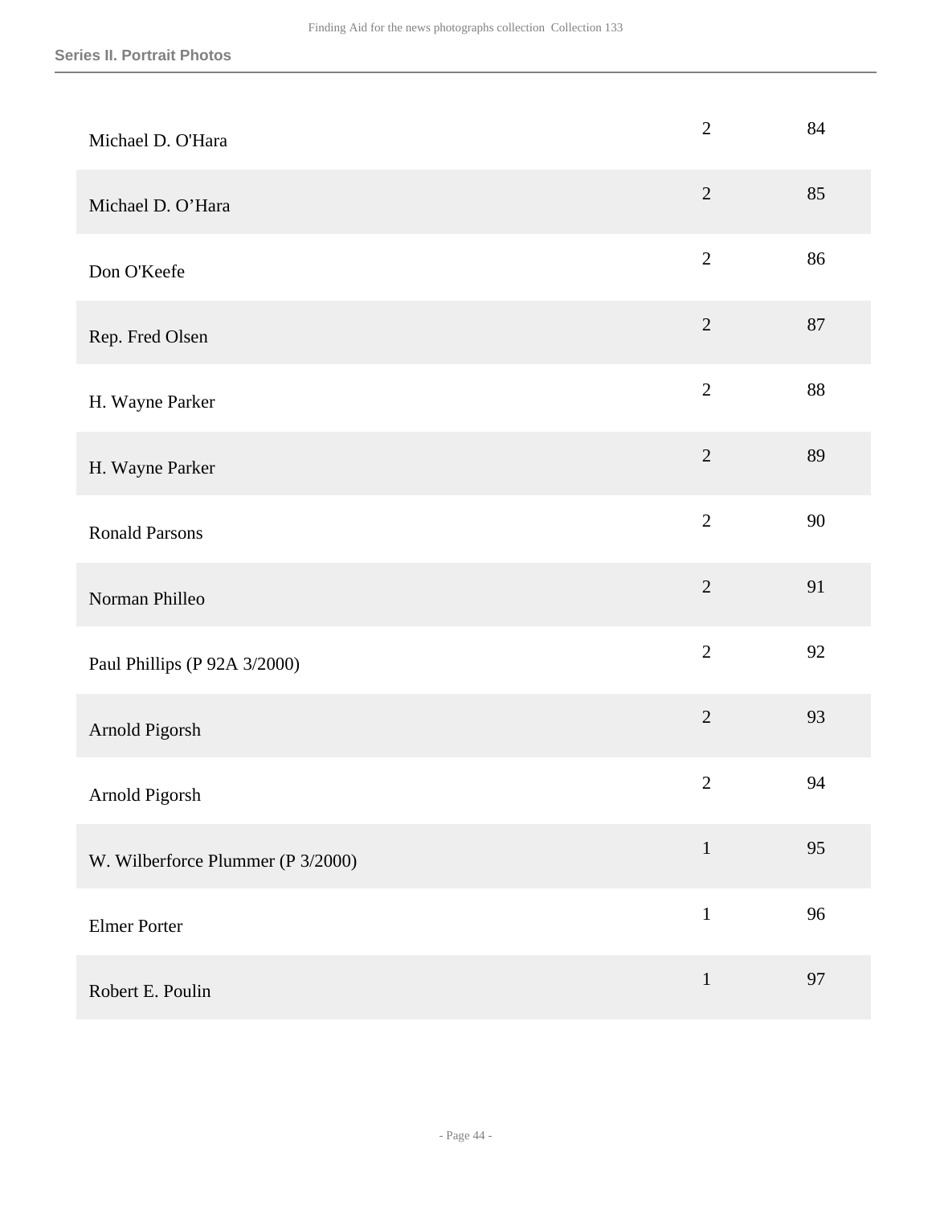| | | |
|---|---|---|
| Michael D. O'Hara | 2 | 84 |
| Michael D. O’Hara | 2 | 85 |
| Don O'Keefe | 2 | 86 |
| Rep. Fred Olsen | 2 | 87 |
| H. Wayne Parker | 2 | 88 |
| H. Wayne Parker | 2 | 89 |
| Ronald Parsons | 2 | 90 |
| Norman Philleo | 2 | 91 |
| Paul Phillips (P 92A 3/2000) | 2 | 92 |
| Arnold Pigorsh | 2 | 93 |
| Arnold Pigorsh | 2 | 94 |
| W. Wilberforce Plummer (P 3/2000) | 1 | 95 |
| Elmer Porter | 1 | 96 |
| Robert E. Poulin | 1 | 97 |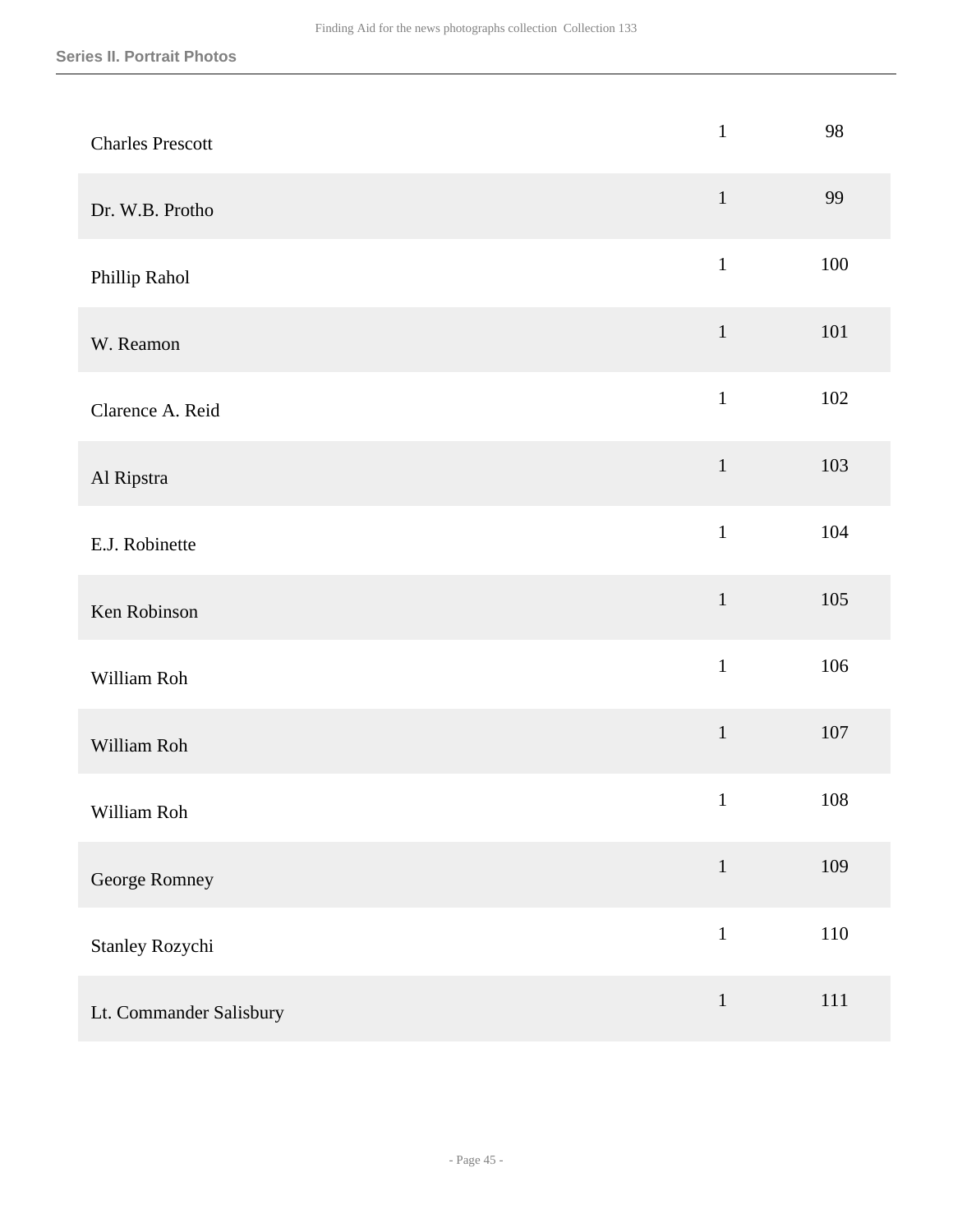| | | |
|---|---|---|
| Charles Prescott | 1 | 98 |
| Dr. W.B. Protho | 1 | 99 |
| Phillip Rahol | 1 | 100 |
| W. Reamon | 1 | 101 |
| Clarence A. Reid | 1 | 102 |
| Al Ripstra | 1 | 103 |
| E.J. Robinette | 1 | 104 |
| Ken Robinson | 1 | 105 |
| William Roh | 1 | 106 |
| William Roh | 1 | 107 |
| William Roh | 1 | 108 |
| George Romney | 1 | 109 |
| Stanley Rozychi | 1 | 110 |
| Lt. Commander Salisbury | 1 | 111 |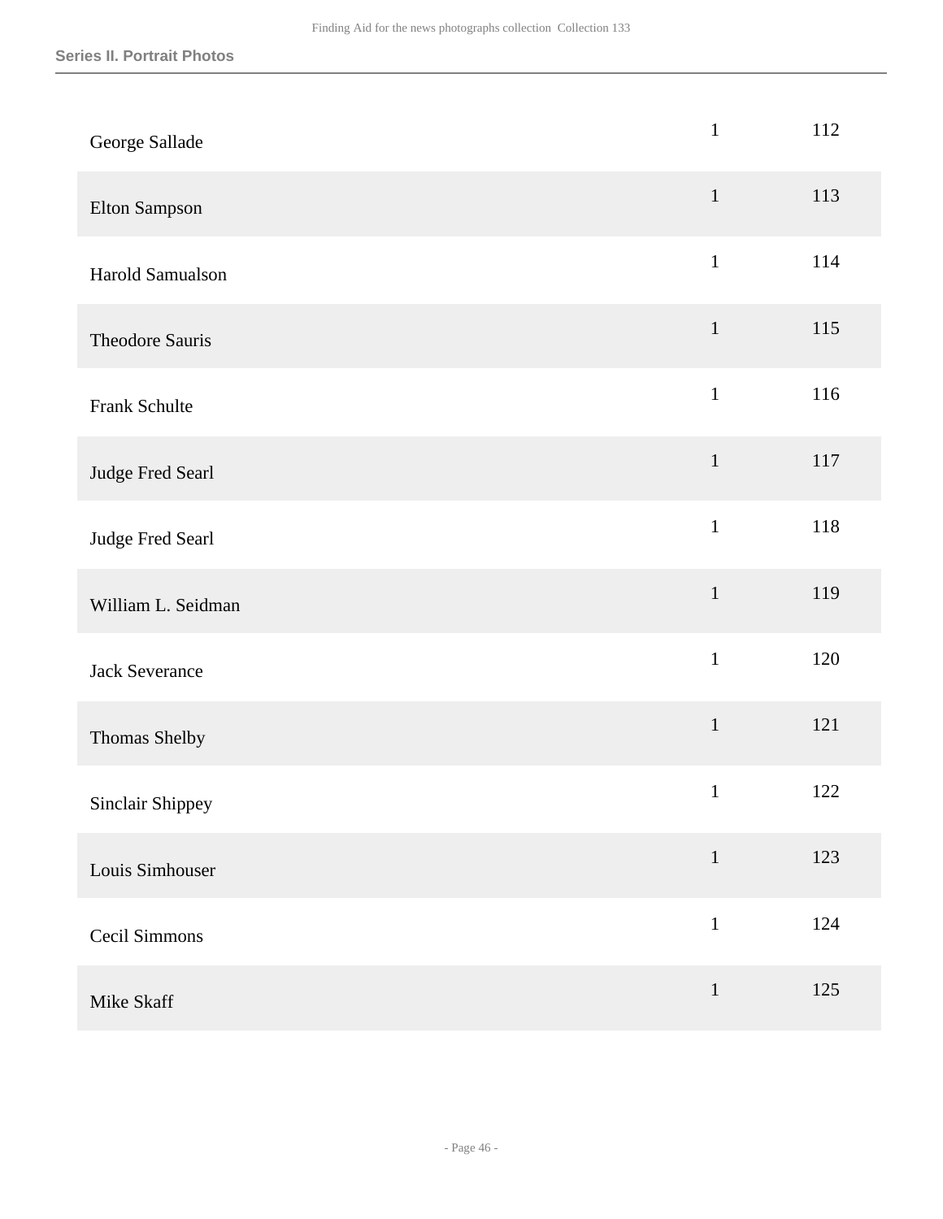| | | |
|---|---|---|
| George Sallade | 1 | 112 |
| Elton Sampson | 1 | 113 |
| Harold Samualson | 1 | 114 |
| Theodore Sauris | 1 | 115 |
| Frank Schulte | 1 | 116 |
| Judge Fred Searl | 1 | 117 |
| Judge Fred Searl | 1 | 118 |
| William L. Seidman | 1 | 119 |
| Jack Severance | 1 | 120 |
| Thomas Shelby | 1 | 121 |
| Sinclair Shippey | 1 | 122 |
| Louis Simhouser | 1 | 123 |
| Cecil Simmons | 1 | 124 |
| Mike Skaff | 1 | 125 |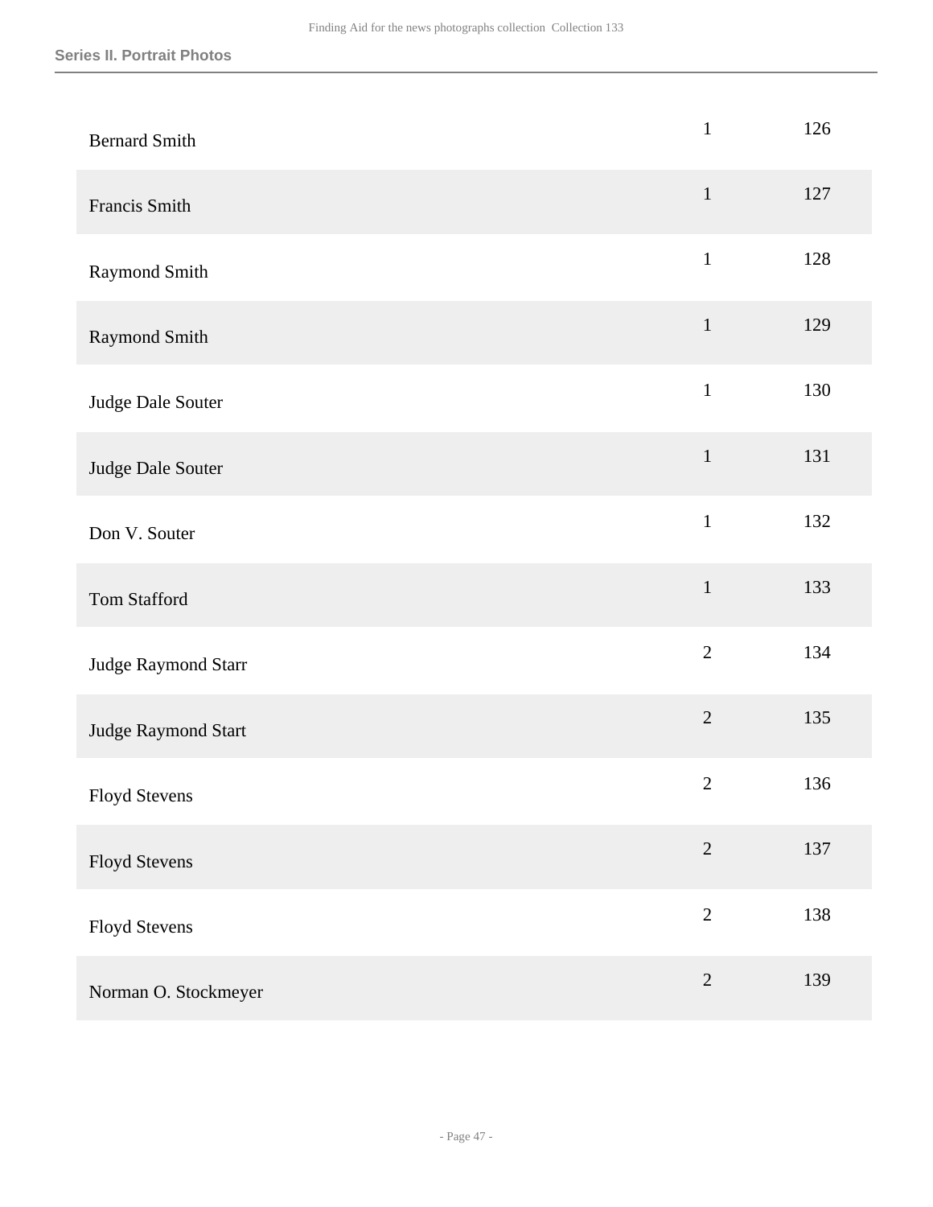## Series II. Portrait Photos

| | | |
|---|---|---|
| Bernard Smith | 1 | 126 |
| Francis Smith | 1 | 127 |
| Raymond Smith | 1 | 128 |
| Raymond Smith | 1 | 129 |
| Judge Dale Souter | 1 | 130 |
| Judge Dale Souter | 1 | 131 |
| Don V. Souter | 1 | 132 |
| Tom Stafford | 1 | 133 |
| Judge Raymond Starr | 2 | 134 |
| Judge Raymond Start | 2 | 135 |
| Floyd Stevens | 2 | 136 |
| Floyd Stevens | 2 | 137 |
| Floyd Stevens | 2 | 138 |
| Norman O. Stockmeyer | 2 | 139 |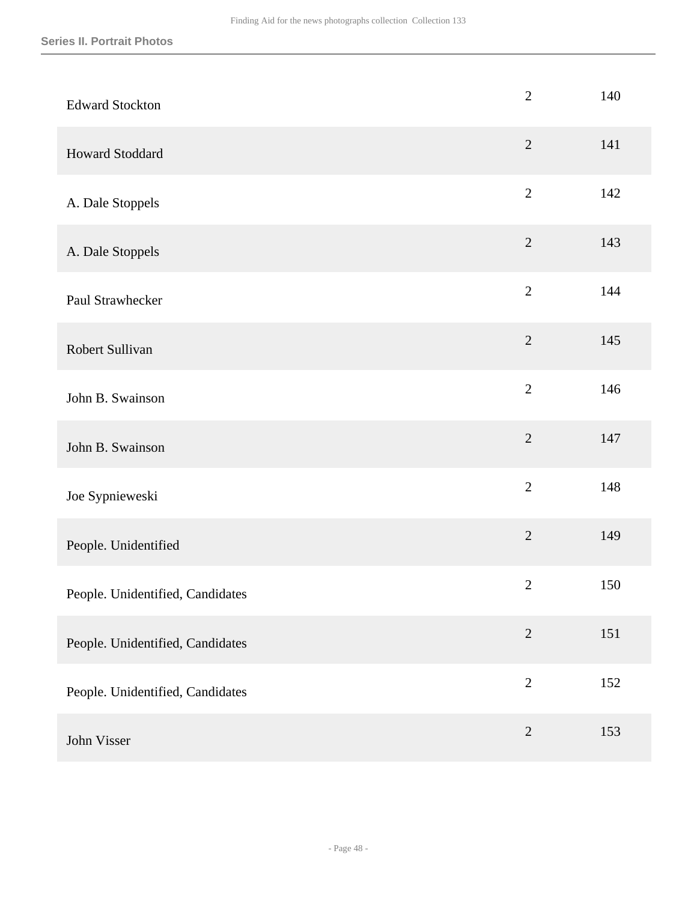### Series II. Portrait Photos

| | | |
|---|---|---|
| Edward Stockton | 2 | 140 |
| Howard Stoddard | 2 | 141 |
| A. Dale Stoppels | 2 | 142 |
| A. Dale Stoppels | 2 | 143 |
| Paul Strawhecker | 2 | 144 |
| Robert Sullivan | 2 | 145 |
| John B. Swainson | 2 | 146 |
| John B. Swainson | 2 | 147 |
| Joe Sypnieweski | 2 | 148 |
| People. Unidentified | 2 | 149 |
| People. Unidentified, Candidates | 2 | 150 |
| People. Unidentified, Candidates | 2 | 151 |
| People. Unidentified, Candidates | 2 | 152 |
| John Visser | 2 | 153 |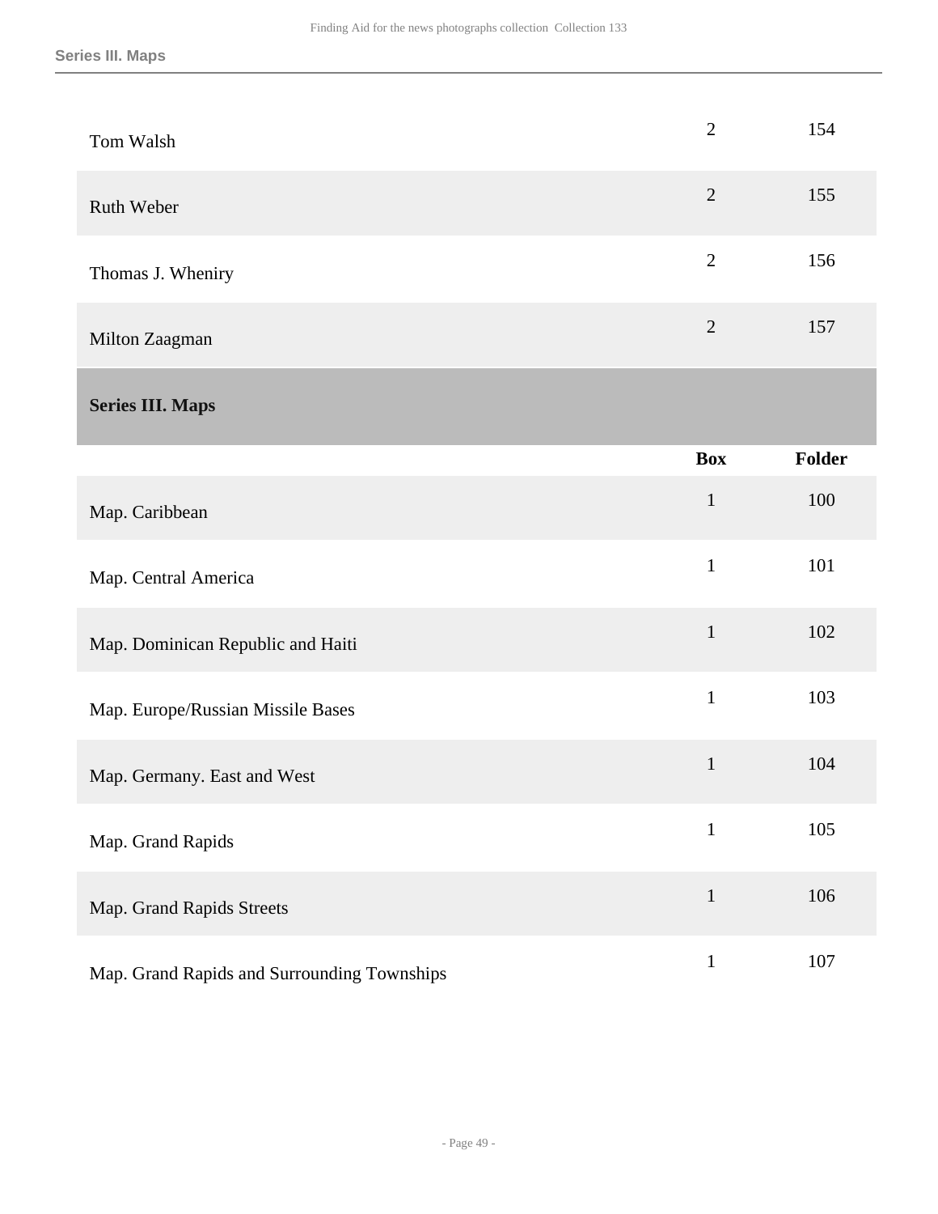| | | |
|---|---|---|
| Tom Walsh | 2 | 154 |
| Ruth Weber | 2 | 155 |
| Thomas J. Wheniry | 2 | 156 |
| Milton Zaagman | 2 | 157 |

## Series III. Maps

| | Box | Folder |
|---|---|---|
| Map. Caribbean | 1 | 100 |
| Map. Central America | 1 | 101 |
| Map. Dominican Republic and Haiti | 1 | 102 |
| Map. Europe/Russian Missile Bases | 1 | 103 |
| Map. Germany. East and West | 1 | 104 |
| Map. Grand Rapids | 1 | 105 |
| Map. Grand Rapids Streets | 1 | 106 |
| Map. Grand Rapids and Surrounding Townships | 1 | 107 |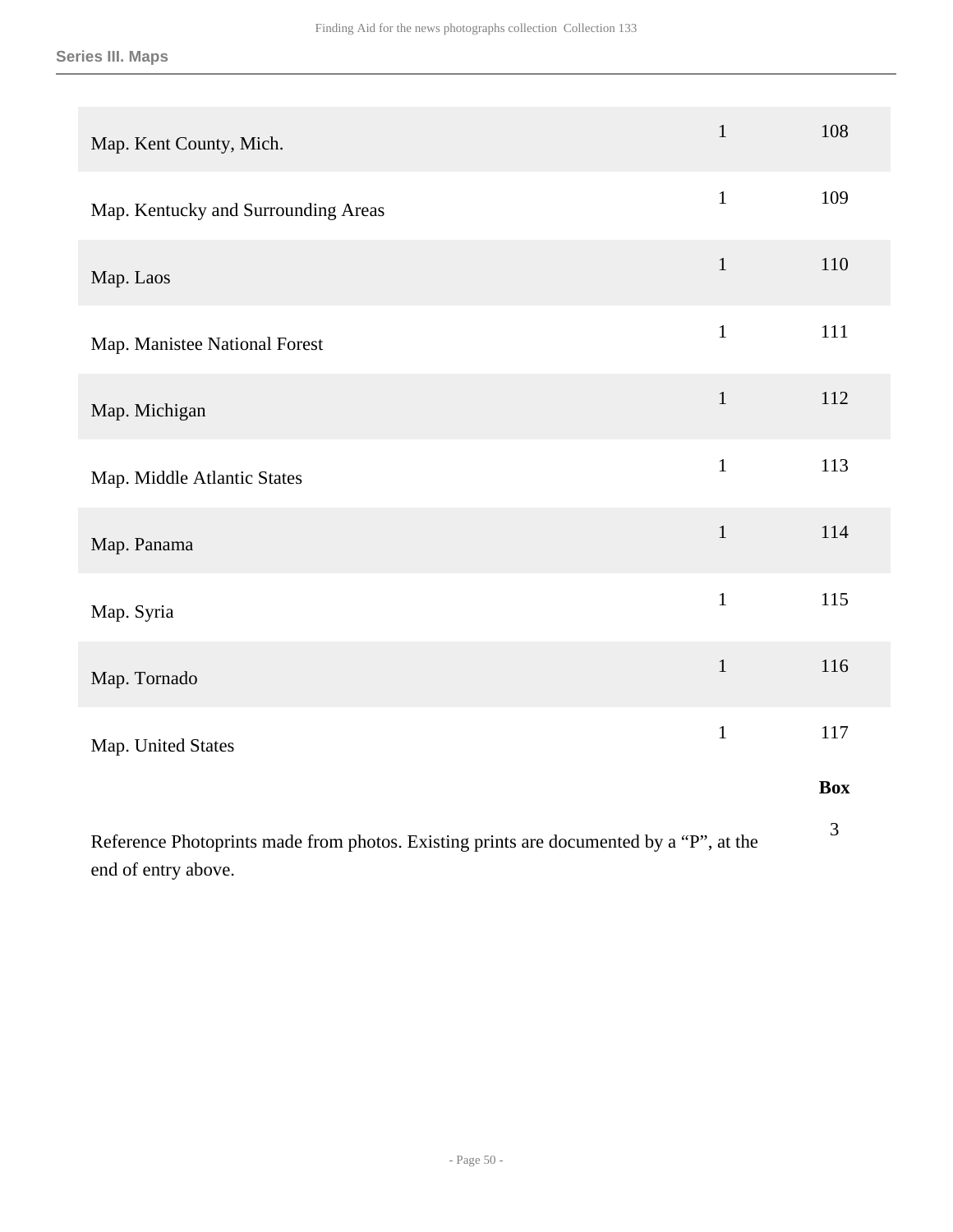| | | |
|---|---|---|
| Map. Kent County, Mich. | 1 | 108 |
| Map. Kentucky and Surrounding Areas | 1 | 109 |
| Map. Laos | 1 | 110 |
| Map. Manistee National Forest | 1 | 111 |
| Map. Michigan | 1 | 112 |
| Map. Middle Atlantic States | 1 | 113 |
| Map. Panama | 1 | 114 |
| Map. Syria | 1 | 115 |
| Map. Tornado | 1 | 116 |
| Map. United States | 1 | 117 |

| | Box |
|---|---|
| Reference Photoprints made from photos. Existing prints are documented by a “P”, at the end of entry above. | 3 |